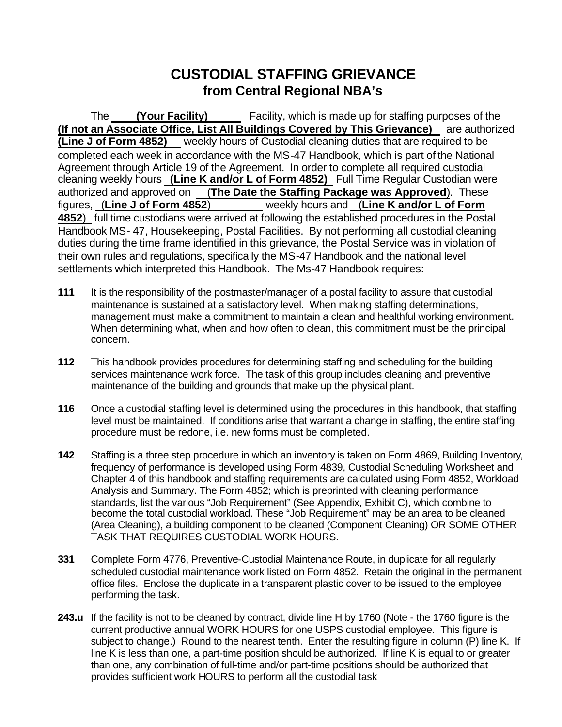# CUSTODIAL STAFFING GRIEVANCE
## from Central Regional NBA's

The **(Your Facility)** Facility, which is made up for staffing purposes of the **(If not an Associate Office, List All Buildings Covered by This Grievance)** are authorized **(Line J of Form 4852)** weekly hours of Custodial cleaning duties that are required to be completed each week in accordance with the MS-47 Handbook, which is part of the National Agreement through Article 19 of the Agreement. In order to complete all required custodial cleaning weekly hours **(Line K and/or L of Form 4852)** Full Time Regular Custodian were authorized and approved on (**The Date the Staffing Package was Approved**). These figures, (**Line J of Form 4852**) weekly hours and (**Line K and/or L of Form 4852**) full time custodians were arrived at following the established procedures in the Postal Handbook MS- 47, Housekeeping, Postal Facilities. By not performing all custodial cleaning duties during the time frame identified in this grievance, the Postal Service was in violation of their own rules and regulations, specifically the MS-47 Handbook and the national level settlements which interpreted this Handbook. The Ms-47 Handbook requires:

**111** It is the responsibility of the postmaster/manager of a postal facility to assure that custodial maintenance is sustained at a satisfactory level. When making staffing determinations, management must make a commitment to maintain a clean and healthful working environment. When determining what, when and how often to clean, this commitment must be the principal concern.

**112** This handbook provides procedures for determining staffing and scheduling for the building services maintenance work force. The task of this group includes cleaning and preventive maintenance of the building and grounds that make up the physical plant.

**116** Once a custodial staffing level is determined using the procedures in this handbook, that staffing level must be maintained. If conditions arise that warrant a change in staffing, the entire staffing procedure must be redone, i.e. new forms must be completed.

**142** Staffing is a three step procedure in which an inventory is taken on Form 4869, Building Inventory, frequency of performance is developed using Form 4839, Custodial Scheduling Worksheet and Chapter 4 of this handbook and staffing requirements are calculated using Form 4852, Workload Analysis and Summary. The Form 4852; which is preprinted with cleaning performance standards, list the various "Job Requirement" (See Appendix, Exhibit C), which combine to become the total custodial workload. These "Job Requirement" may be an area to be cleaned (Area Cleaning), a building component to be cleaned (Component Cleaning) OR SOME OTHER TASK THAT REQUIRES CUSTODIAL WORK HOURS.

**331** Complete Form 4776, Preventive-Custodial Maintenance Route, in duplicate for all regularly scheduled custodial maintenance work listed on Form 4852. Retain the original in the permanent office files. Enclose the duplicate in a transparent plastic cover to be issued to the employee performing the task.

**243.u** If the facility is not to be cleaned by contract, divide line H by 1760 (Note - the 1760 figure is the current productive annual WORK HOURS for one USPS custodial employee. This figure is subject to change.) Round to the nearest tenth. Enter the resulting figure in column (P) line K. If line K is less than one, a part-time position should be authorized. If line K is equal to or greater than one, any combination of full-time and/or part-time positions should be authorized that provides sufficient work HOURS to perform all the custodial task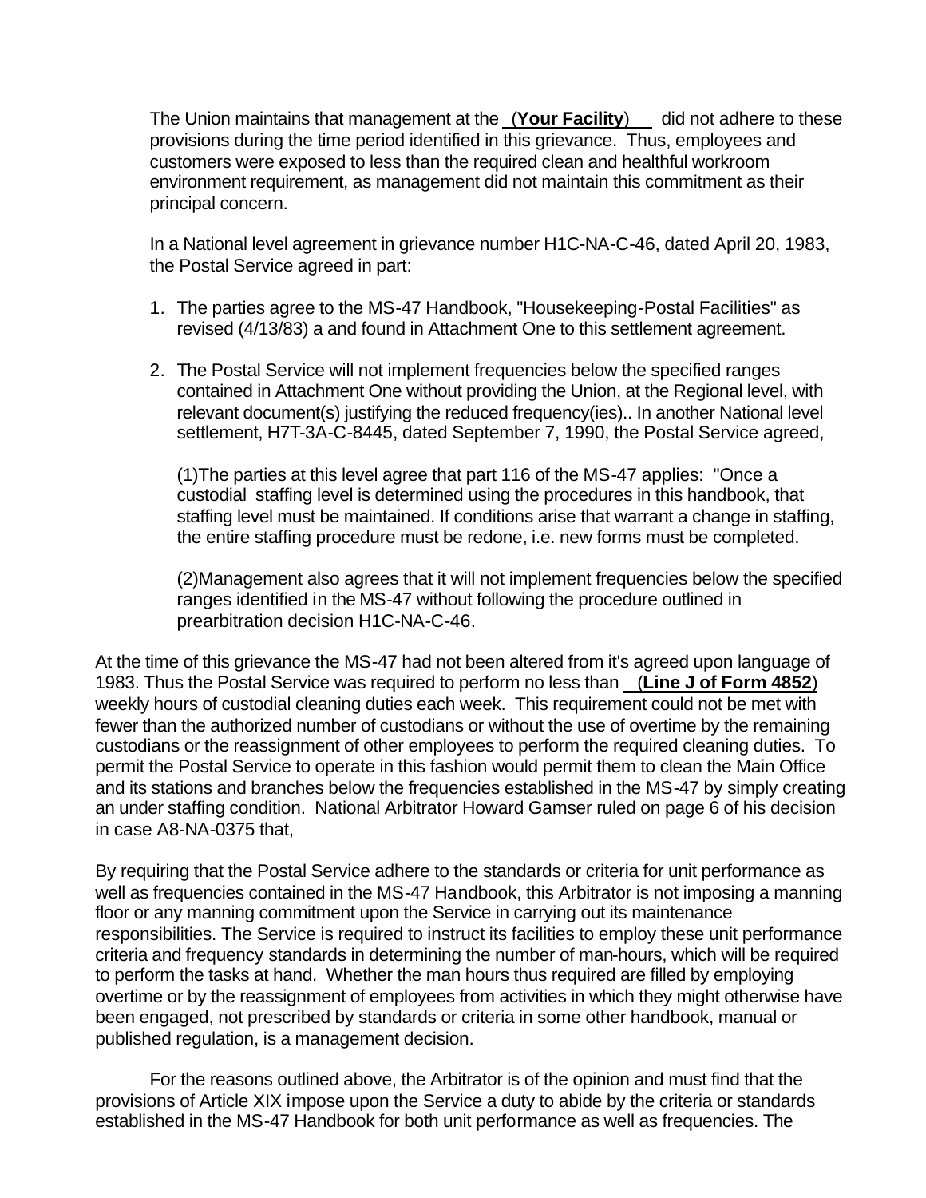The Union maintains that management at the **(Your Facility)** did not adhere to these provisions during the time period identified in this grievance. Thus, employees and customers were exposed to less than the required clean and healthful workroom environment requirement, as management did not maintain this commitment as their principal concern.

In a National level agreement in grievance number H1C-NA-C-46, dated April 20, 1983, the Postal Service agreed in part:

1. The parties agree to the MS-47 Handbook, "Housekeeping-Postal Facilities" as revised (4/13/83) a and found in Attachment One to this settlement agreement.

2. The Postal Service will not implement frequencies below the specified ranges contained in Attachment One without providing the Union, at the Regional level, with relevant document(s) justifying the reduced frequency(ies).. In another National level settlement, H7T-3A-C-8445, dated September 7, 1990, the Postal Service agreed,

   (1)The parties at this level agree that part 116 of the MS-47 applies: "Once a custodial staffing level is determined using the procedures in this handbook, that staffing level must be maintained. If conditions arise that warrant a change in staffing, the entire staffing procedure must be redone, i.e. new forms must be completed.

   (2)Management also agrees that it will not implement frequencies below the specified ranges identified in the MS-47 without following the procedure outlined in prearbitration decision H1C-NA-C-46.

At the time of this grievance the MS-47 had not been altered from it's agreed upon language of 1983. Thus the Postal Service was required to perform no less than **(Line J of Form 4852)** weekly hours of custodial cleaning duties each week. This requirement could not be met with fewer than the authorized number of custodians or without the use of overtime by the remaining custodians or the reassignment of other employees to perform the required cleaning duties. To permit the Postal Service to operate in this fashion would permit them to clean the Main Office and its stations and branches below the frequencies established in the MS-47 by simply creating an under staffing condition. National Arbitrator Howard Gamser ruled on page 6 of his decision in case A8-NA-0375 that,

By requiring that the Postal Service adhere to the standards or criteria for unit performance as well as frequencies contained in the MS-47 Handbook, this Arbitrator is not imposing a manning floor or any manning commitment upon the Service in carrying out its maintenance responsibilities. The Service is required to instruct its facilities to employ these unit performance criteria and frequency standards in determining the number of man-hours, which will be required to perform the tasks at hand. Whether the man hours thus required are filled by employing overtime or by the reassignment of employees from activities in which they might otherwise have been engaged, not prescribed by standards or criteria in some other handbook, manual or published regulation, is a management decision.

For the reasons outlined above, the Arbitrator is of the opinion and must find that the provisions of Article XIX impose upon the Service a duty to abide by the criteria or standards established in the MS-47 Handbook for both unit performance as well as frequencies. The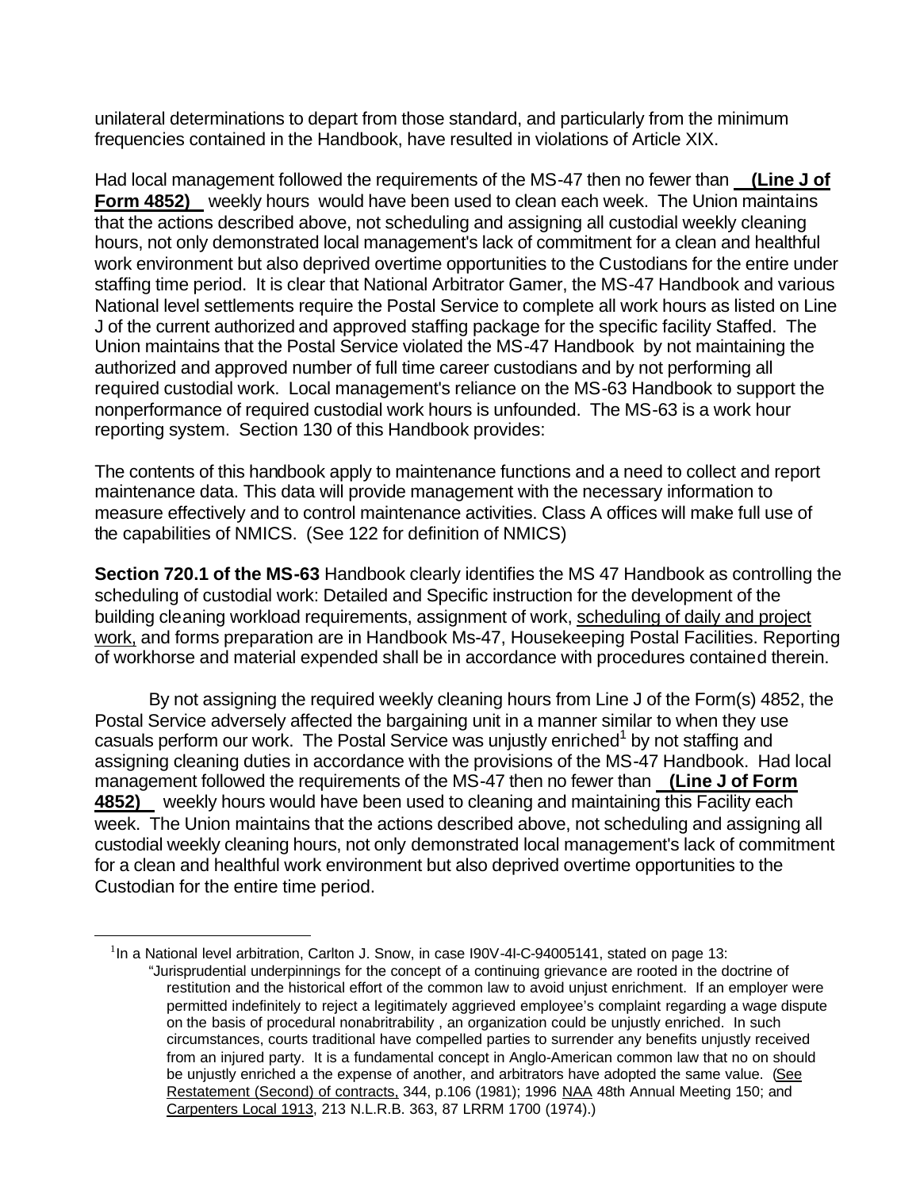unilateral determinations to depart from those standard, and particularly from the minimum frequencies contained in the Handbook, have resulted in violations of Article XIX.

Had local management followed the requirements of the MS-47 then no fewer than **__(Line J of Form 4852)__** weekly hours would have been used to clean each week. The Union maintains that the actions described above, not scheduling and assigning all custodial weekly cleaning hours, not only demonstrated local management's lack of commitment for a clean and healthful work environment but also deprived overtime opportunities to the Custodians for the entire under staffing time period. It is clear that National Arbitrator Gamer, the MS-47 Handbook and various National level settlements require the Postal Service to complete all work hours as listed on Line J of the current authorized and approved staffing package for the specific facility Staffed. The Union maintains that the Postal Service violated the MS-47 Handbook by not maintaining the authorized and approved number of full time career custodians and by not performing all required custodial work. Local management's reliance on the MS-63 Handbook to support the nonperformance of required custodial work hours is unfounded. The MS-63 is a work hour reporting system. Section 130 of this Handbook provides:

The contents of this handbook apply to maintenance functions and a need to collect and report maintenance data. This data will provide management with the necessary information to measure effectively and to control maintenance activities. Class A offices will make full use of the capabilities of NMICS. (See 122 for definition of NMICS)

**Section 720.1 of the MS-63** Handbook clearly identifies the MS 47 Handbook as controlling the scheduling of custodial work: Detailed and Specific instruction for the development of the building cleaning workload requirements, assignment of work, scheduling of daily and project work, and forms preparation are in Handbook Ms-47, Housekeeping Postal Facilities. Reporting of workhorse and material expended shall be in accordance with procedures contained therein.

By not assigning the required weekly cleaning hours from Line J of the Form(s) 4852, the Postal Service adversely affected the bargaining unit in a manner similar to when they use casuals perform our work. The Postal Service was unjustly enriched[1] by not staffing and assigning cleaning duties in accordance with the provisions of the MS-47 Handbook. Had local management followed the requirements of the MS-47 then no fewer than **__(Line J of Form 4852)__** weekly hours would have been used to cleaning and maintaining this Facility each week. The Union maintains that the actions described above, not scheduling and assigning all custodial weekly cleaning hours, not only demonstrated local management's lack of commitment for a clean and healthful work environment but also deprived overtime opportunities to the Custodian for the entire time period.

---

[1] In a National level arbitration, Carlton J. Snow, in case I90V-4I-C-94005141, stated on page 13:
"Jurisprudential underpinnings for the concept of a continuing grievance are rooted in the doctrine of restitution and the historical effort of the common law to avoid unjust enrichment. If an employer were permitted indefinitely to reject a legitimately aggrieved employee's complaint regarding a wage dispute on the basis of procedural nonarbitrability , an organization could be unjustly enriched. In such circumstances, courts traditional have compelled parties to surrender any benefits unjustly received from an injured party. It is a fundamental concept in Anglo-American common law that no on should be unjustly enriched a the expense of another, and arbitrators have adopted the same value. (See Restatement (Second) of contracts, 344, p.106 (1981); 1996 NAA 48th Annual Meeting 150; and Carpenters Local 1913, 213 N.L.R.B. 363, 87 LRRM 1700 (1974).)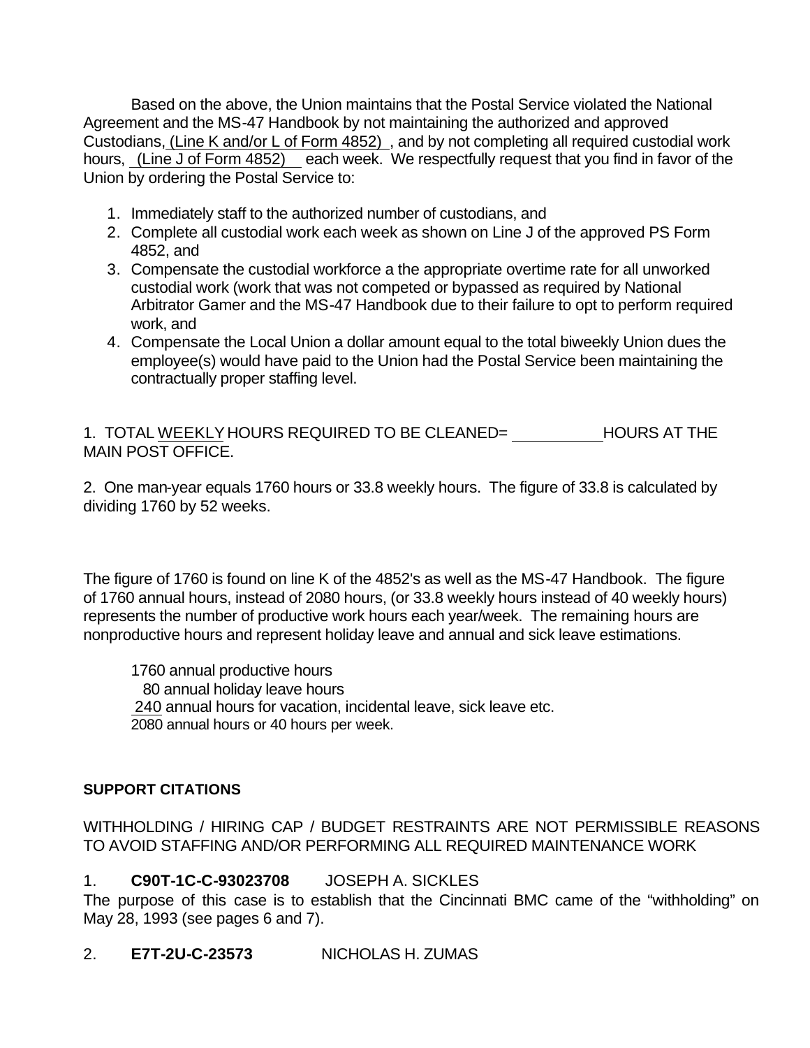Based on the above, the Union maintains that the Postal Service violated the National Agreement and the MS-47 Handbook by not maintaining the authorized and approved Custodians, (Line K and/or L of Form 4852) , and by not completing all required custodial work hours, (Line J of Form 4852) each week. We respectfully request that you find in favor of the Union by ordering the Postal Service to:

1. Immediately staff to the authorized number of custodians, and
2. Complete all custodial work each week as shown on Line J of the approved PS Form 4852, and
3. Compensate the custodial workforce a the appropriate overtime rate for all unworked custodial work (work that was not competed or bypassed as required by National Arbitrator Gamer and the MS-47 Handbook due to their failure to opt to perform required work, and
4. Compensate the Local Union a dollar amount equal to the total biweekly Union dues the employee(s) would have paid to the Union had the Postal Service been maintaining the contractually proper staffing level.

1. TOTAL WEEKLY HOURS REQUIRED TO BE CLEANED= __________ HOURS AT THE MAIN POST OFFICE.

2. One man-year equals 1760 hours or 33.8 weekly hours. The figure of 33.8 is calculated by dividing 1760 by 52 weeks.

The figure of 1760 is found on line K of the 4852's as well as the MS-47 Handbook. The figure of 1760 annual hours, instead of 2080 hours, (or 33.8 weekly hours instead of 40 weekly hours) represents the number of productive work hours each year/week. The remaining hours are nonproductive hours and represent holiday leave and annual and sick leave estimations.

1760 annual productive hours
80 annual holiday leave hours
240 annual hours for vacation, incidental leave, sick leave etc.
2080 annual hours or 40 hours per week.

**SUPPORT CITATIONS**

WITHHOLDING / HIRING CAP / BUDGET RESTRAINTS ARE NOT PERMISSIBLE REASONS TO AVOID STAFFING AND/OR PERFORMING ALL REQUIRED MAINTENANCE WORK

1. **C90T-1C-C-93023708** JOSEPH A. SICKLES

The purpose of this case is to establish that the Cincinnati BMC came of the "withholding" on May 28, 1993 (see pages 6 and 7).

2. **E7T-2U-C-23573** NICHOLAS H. ZUMAS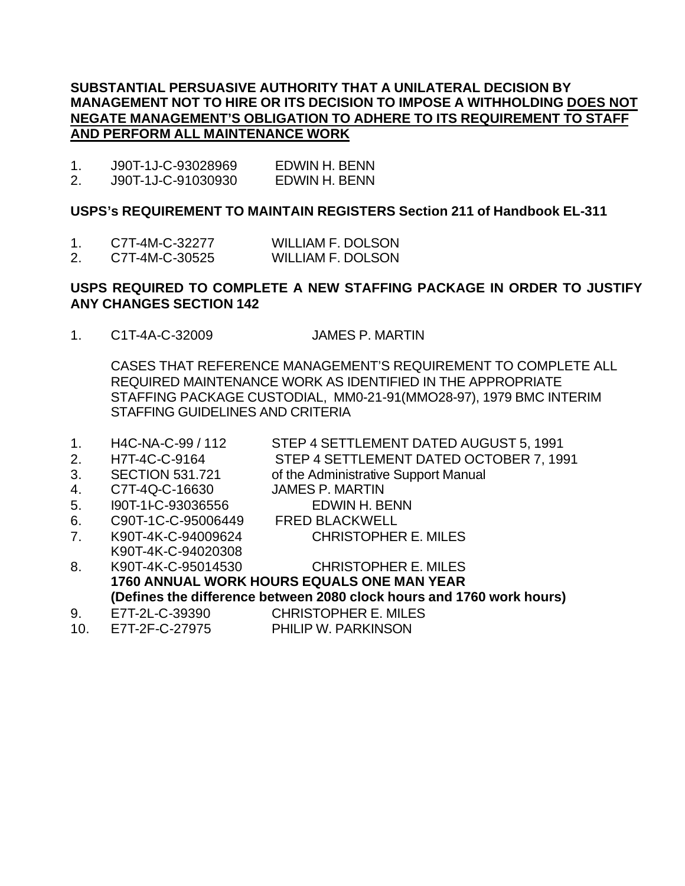**SUBSTANTIAL PERSUASIVE AUTHORITY THAT A UNILATERAL DECISION BY MANAGEMENT NOT TO HIRE OR ITS DECISION TO IMPOSE A WITHHOLDING <u>DOES NOT NEGATE MANAGEMENT'S OBLIGATION TO ADHERE TO ITS REQUIREMENT TO STAFF AND PERFORM ALL MAINTENANCE WORK</u>**

1. J90T-1J-C-93028969 EDWIN H. BENN
2. J90T-1J-C-91030930 EDWIN H. BENN

**USPS's REQUIREMENT TO MAINTAIN REGISTERS Section 211 of Handbook EL-311**

1. C7T-4M-C-32277 WILLIAM F. DOLSON
2. C7T-4M-C-30525 WILLIAM F. DOLSON

**USPS REQUIRED TO COMPLETE A NEW STAFFING PACKAGE IN ORDER TO JUSTIFY ANY CHANGES SECTION 142**

1. C1T-4A-C-32009 JAMES P. MARTIN

   CASES THAT REFERENCE MANAGEMENT'S REQUIREMENT TO COMPLETE ALL REQUIRED MAINTENANCE WORK AS IDENTIFIED IN THE APPROPRIATE STAFFING PACKAGE CUSTODIAL, MM0-21-91(MMO28-97), 1979 BMC INTERIM STAFFING GUIDELINES AND CRITERIA

1. H4C-NA-C-99 / 112 STEP 4 SETTLEMENT DATED AUGUST 5, 1991
2. H7T-4C-C-9164 STEP 4 SETTLEMENT DATED OCTOBER 7, 1991
3. SECTION 531.721 of the Administrative Support Manual
4. C7T-4Q-C-16630 JAMES P. MARTIN
5. I90T-1I-C-93036556 EDWIN H. BENN
6. C90T-1C-C-95006449 FRED BLACKWELL
7. K90T-4K-C-94009624 CHRISTOPHER E. MILES
   K90T-4K-C-94020308
8. K90T-4K-C-95014530 CHRISTOPHER E. MILES
   **1760 ANNUAL WORK HOURS EQUALS ONE MAN YEAR**
   **(Defines the difference between 2080 clock hours and 1760 work hours)**
9. E7T-2L-C-39390 CHRISTOPHER E. MILES
10. E7T-2F-C-27975 PHILIP W. PARKINSON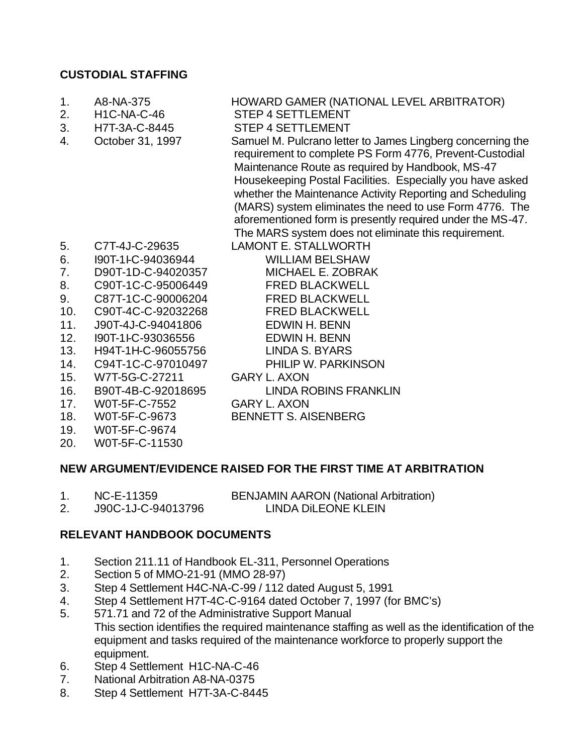**CUSTODIAL STAFFING**

1. A8-NA-375 HOWARD GAMER (NATIONAL LEVEL ARBITRATOR)
2. H1C-NA-C-46 STEP 4 SETTLEMENT
3. H7T-3A-C-8445 STEP 4 SETTLEMENT
4. October 31, 1997 Samuel M. Pulcrano letter to James Lingberg concerning the requirement to complete PS Form 4776, Prevent-Custodial Maintenance Route as required by Handbook, MS-47 Housekeeping Postal Facilities. Especially you have asked whether the Maintenance Activity Reporting and Scheduling (MARS) system eliminates the need to use Form 4776. The aforementioned form is presently required under the MS-47. The MARS system does not eliminate this requirement.
5. C7T-4J-C-29635 LAMONT E. STALLWORTH
6. I90T-1I-C-94036944 WILLIAM BELSHAW
7. D90T-1D-C-94020357 MICHAEL E. ZOBRAK
8. C90T-1C-C-95006449 FRED BLACKWELL
9. C87T-1C-C-90006204 FRED BLACKWELL
10. C90T-4C-C-92032268 FRED BLACKWELL
11. J90T-4J-C-94041806 EDWIN H. BENN
12. I90T-1I-C-93036556 EDWIN H. BENN
13. H94T-1H-C-96055756 LINDA S. BYARS
14. C94T-1C-C-97010497 PHILIP W. PARKINSON
15. W7T-5G-C-27211 GARY L. AXON
16. B90T-4B-C-92018695 LINDA ROBINS FRANKLIN
17. W0T-5F-C-7552 GARY L. AXON
18. W0T-5F-C-9673 BENNETT S. AISENBERG
19. W0T-5F-C-9674
20. W0T-5F-C-11530

**NEW ARGUMENT/EVIDENCE RAISED FOR THE FIRST TIME AT ARBITRATION**

1. NC-E-11359 BENJAMIN AARON (National Arbitration)
2. J90C-1J-C-94013796 LINDA DiLEONE KLEIN

**RELEVANT HANDBOOK DOCUMENTS**

1. Section 211.11 of Handbook EL-311, Personnel Operations
2. Section 5 of MMO-21-91 (MMO 28-97)
3. Step 4 Settlement H4C-NA-C-99 / 112 dated August 5, 1991
4. Step 4 Settlement H7T-4C-C-9164 dated October 7, 1997 (for BMC's)
5. 571.71 and 72 of the Administrative Support Manual
   This section identifies the required maintenance staffing as well as the identification of the equipment and tasks required of the maintenance workforce to properly support the equipment.
6. Step 4 Settlement H1C-NA-C-46
7. National Arbitration A8-NA-0375
8. Step 4 Settlement H7T-3A-C-8445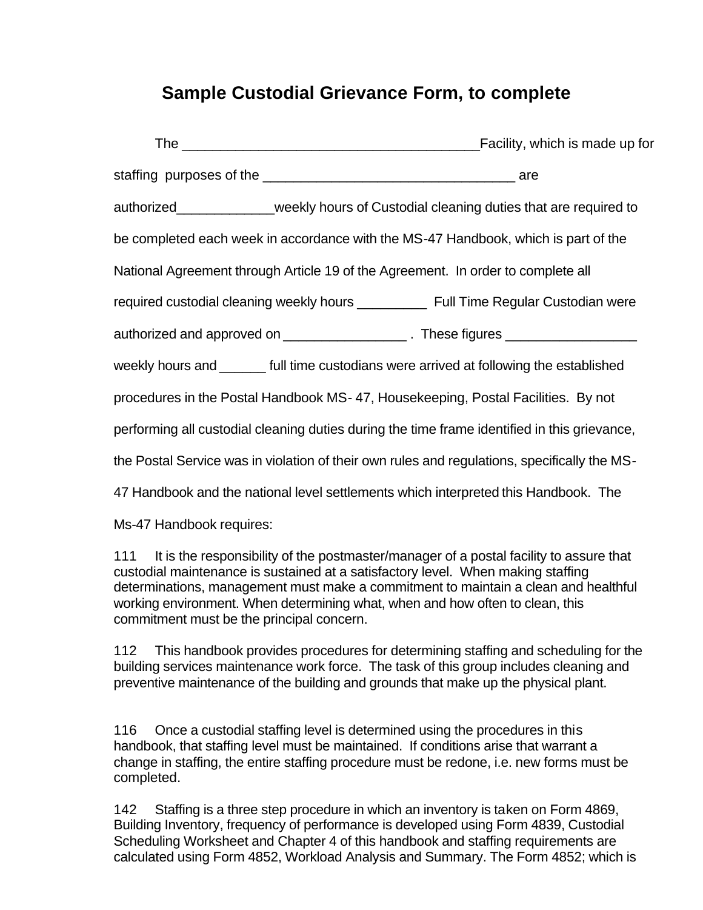# Sample Custodial Grievance Form, to complete

The _______________________________________Facility, which is made up for staffing purposes of the _________________________________ are authorized_____________weekly hours of Custodial cleaning duties that are required to be completed each week in accordance with the MS-47 Handbook, which is part of the National Agreement through Article 19 of the Agreement. In order to complete all required custodial cleaning weekly hours _________ Full Time Regular Custodian were authorized and approved on ________________ . These figures _________________ weekly hours and ______ full time custodians were arrived at following the established procedures in the Postal Handbook MS- 47, Housekeeping, Postal Facilities. By not performing all custodial cleaning duties during the time frame identified in this grievance, the Postal Service was in violation of their own rules and regulations, specifically the MS-47 Handbook and the national level settlements which interpreted this Handbook. The Ms-47 Handbook requires:

111 It is the responsibility of the postmaster/manager of a postal facility to assure that custodial maintenance is sustained at a satisfactory level. When making staffing determinations, management must make a commitment to maintain a clean and healthful working environment. When determining what, when and how often to clean, this commitment must be the principal concern.

112 This handbook provides procedures for determining staffing and scheduling for the building services maintenance work force. The task of this group includes cleaning and preventive maintenance of the building and grounds that make up the physical plant.

116 Once a custodial staffing level is determined using the procedures in this handbook, that staffing level must be maintained. If conditions arise that warrant a change in staffing, the entire staffing procedure must be redone, i.e. new forms must be completed.

142 Staffing is a three step procedure in which an inventory is taken on Form 4869, Building Inventory, frequency of performance is developed using Form 4839, Custodial Scheduling Worksheet and Chapter 4 of this handbook and staffing requirements are calculated using Form 4852, Workload Analysis and Summary. The Form 4852; which is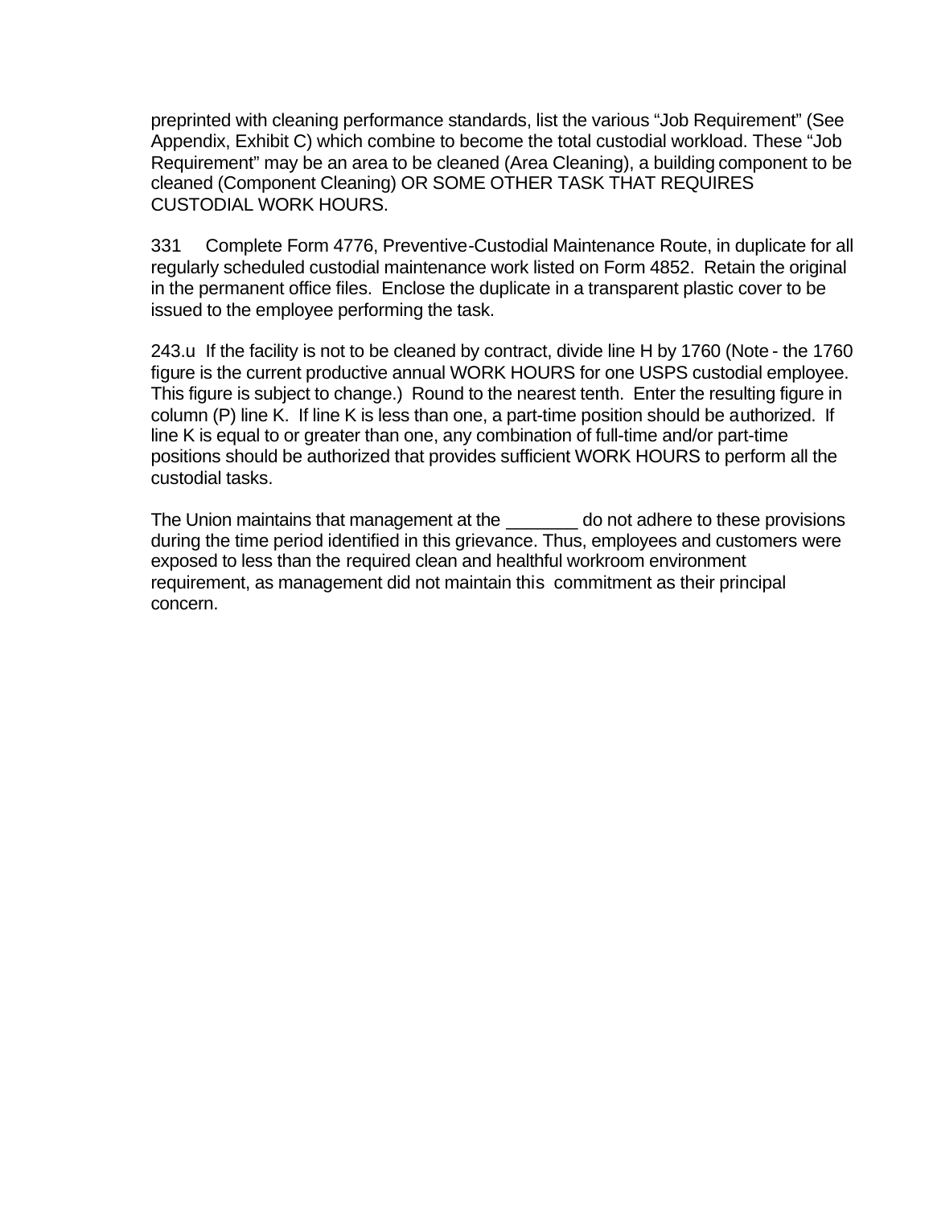preprinted with cleaning performance standards, list the various "Job Requirement" (See Appendix, Exhibit C) which combine to become the total custodial workload. These "Job Requirement" may be an area to be cleaned (Area Cleaning), a building component to be cleaned (Component Cleaning) OR SOME OTHER TASK THAT REQUIRES CUSTODIAL WORK HOURS.

331  Complete Form 4776, Preventive-Custodial Maintenance Route, in duplicate for all regularly scheduled custodial maintenance work listed on Form 4852. Retain the original in the permanent office files. Enclose the duplicate in a transparent plastic cover to be issued to the employee performing the task.

243.u If the facility is not to be cleaned by contract, divide line H by 1760 (Note - the 1760 figure is the current productive annual WORK HOURS for one USPS custodial employee. This figure is subject to change.) Round to the nearest tenth. Enter the resulting figure in column (P) line K. If line K is less than one, a part-time position should be authorized. If line K is equal to or greater than one, any combination of full-time and/or part-time positions should be authorized that provides sufficient WORK HOURS to perform all the custodial tasks.

The Union maintains that management at the _______ do not adhere to these provisions during the time period identified in this grievance. Thus, employees and customers were exposed to less than the required clean and healthful workroom environment requirement, as management did not maintain this commitment as their principal concern.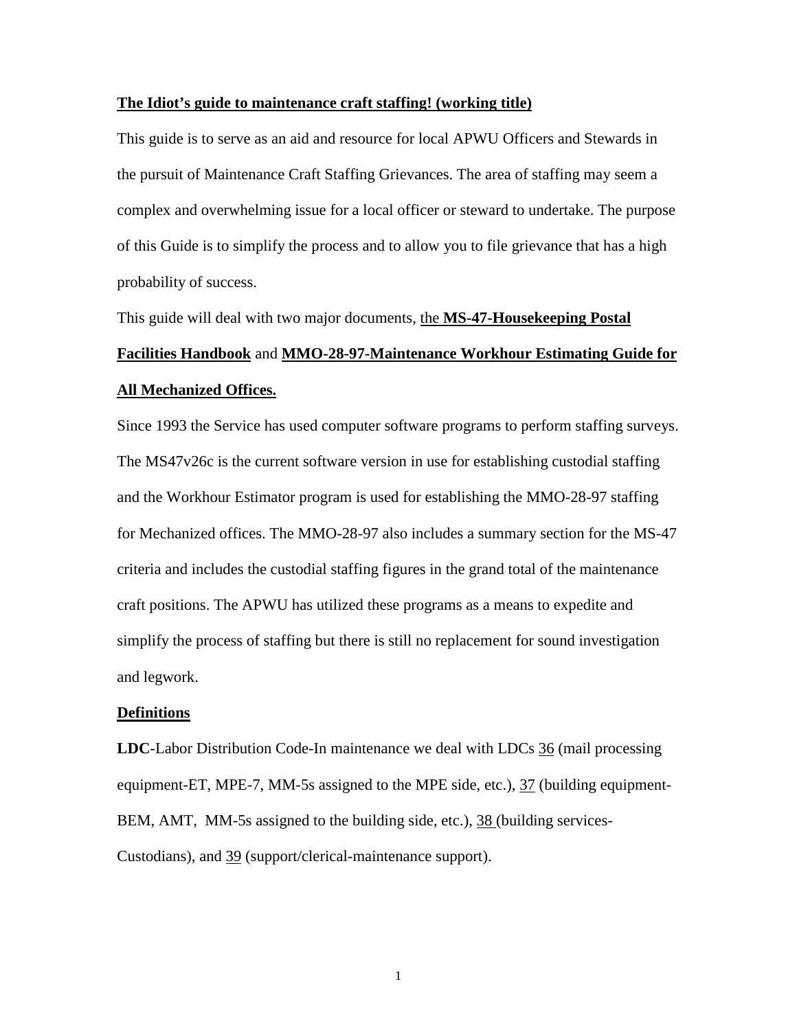**<u>The Idiot's guide to maintenance craft staffing! (working title)</u>**

This guide is to serve as an aid and resource for local APWU Officers and Stewards in the pursuit of Maintenance Craft Staffing Grievances. The area of staffing may seem a complex and overwhelming issue for a local officer or steward to undertake. The purpose of this Guide is to simplify the process and to allow you to file grievance that has a high probability of success.

This guide will deal with two major documents, <u>the **MS-47-Housekeeping Postal Facilities Handbook**</u> and **<u>MMO-28-97-Maintenance Workhour Estimating Guide for All Mechanized Offices.</u>**

Since 1993 the Service has used computer software programs to perform staffing surveys. The MS47v26c is the current software version in use for establishing custodial staffing and the Workhour Estimator program is used for establishing the MMO-28-97 staffing for Mechanized offices. The MMO-28-97 also includes a summary section for the MS-47 criteria and includes the custodial staffing figures in the grand total of the maintenance craft positions. The APWU has utilized these programs as a means to expedite and simplify the process of staffing but there is still no replacement for sound investigation and legwork.

**<u>Definitions</u>**

**LDC**-Labor Distribution Code-In maintenance we deal with LDCs <u>36</u> (mail processing equipment-ET, MPE-7, MM-5s assigned to the MPE side, etc.), <u>37</u> (building equipment-BEM, AMT, MM-5s assigned to the building side, etc.), <u>38</u> (building services-Custodians), and <u>39</u> (support/clerical-maintenance support).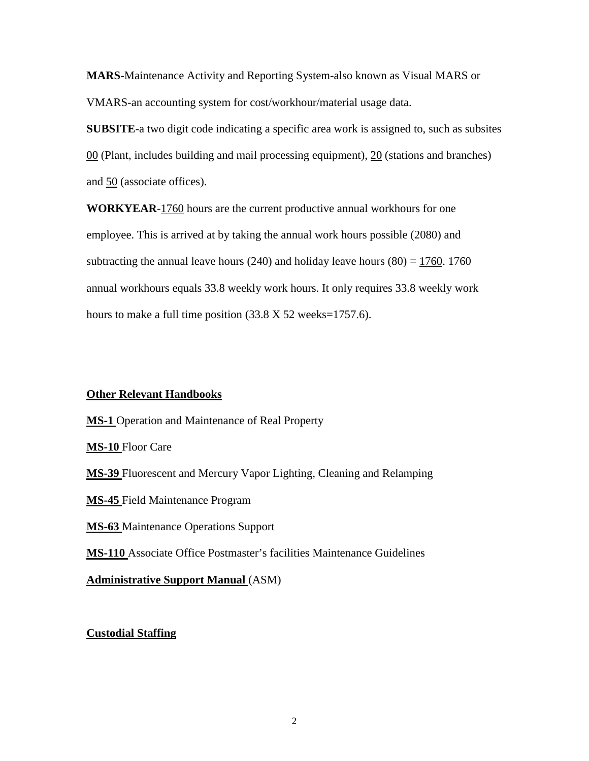**MARS**-Maintenance Activity and Reporting System-also known as Visual MARS or VMARS-an accounting system for cost/workhour/material usage data.

**SUBSITE**-a two digit code indicating a specific area work is assigned to, such as subsites 00 (Plant, includes building and mail processing equipment), 20 (stations and branches) and 50 (associate offices).

**WORKYEAR**-1760 hours are the current productive annual workhours for one employee. This is arrived at by taking the annual work hours possible (2080) and subtracting the annual leave hours (240) and holiday leave hours (80) = 1760. 1760 annual workhours equals 33.8 weekly work hours. It only requires 33.8 weekly work hours to make a full time position (33.8 X 52 weeks=1757.6).

## Other Relevant Handbooks

**MS-1** Operation and Maintenance of Real Property

**MS-10** Floor Care

**MS-39** Fluorescent and Mercury Vapor Lighting, Cleaning and Relamping

**MS-45** Field Maintenance Program

**MS-63** Maintenance Operations Support

**MS-110** Associate Office Postmaster's facilities Maintenance Guidelines

**Administrative Support Manual** (ASM)

## Custodial Staffing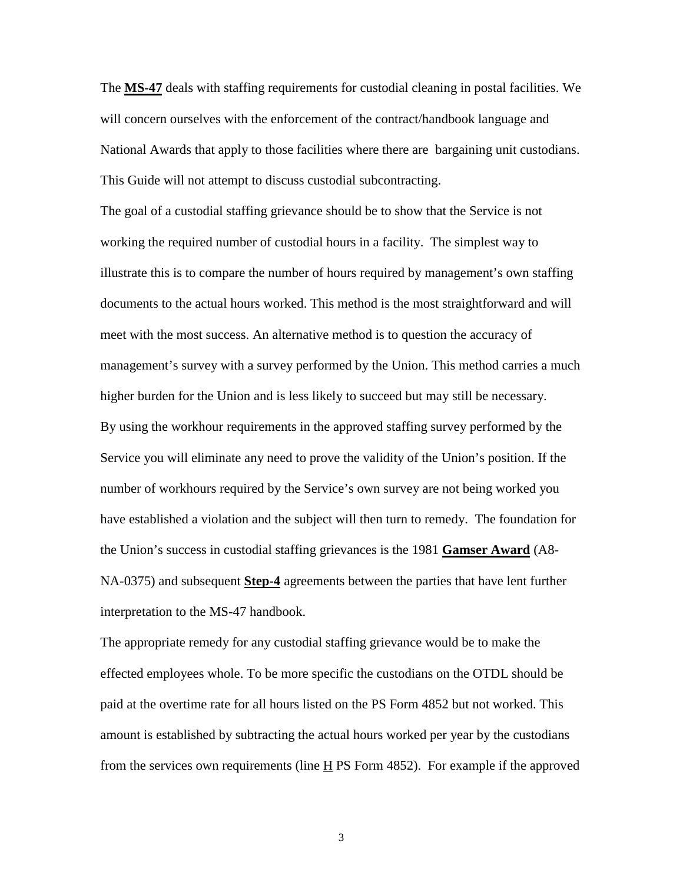The **MS-47** deals with staffing requirements for custodial cleaning in postal facilities. We will concern ourselves with the enforcement of the contract/handbook language and National Awards that apply to those facilities where there are bargaining unit custodians. This Guide will not attempt to discuss custodial subcontracting.

The goal of a custodial staffing grievance should be to show that the Service is not working the required number of custodial hours in a facility. The simplest way to illustrate this is to compare the number of hours required by management's own staffing documents to the actual hours worked. This method is the most straightforward and will meet with the most success. An alternative method is to question the accuracy of management's survey with a survey performed by the Union. This method carries a much higher burden for the Union and is less likely to succeed but may still be necessary.

By using the workhour requirements in the approved staffing survey performed by the Service you will eliminate any need to prove the validity of the Union's position. If the number of workhours required by the Service's own survey are not being worked you have established a violation and the subject will then turn to remedy. The foundation for the Union's success in custodial staffing grievances is the 1981 **Gamser Award** (A8-NA-0375) and subsequent **Step-4** agreements between the parties that have lent further interpretation to the MS-47 handbook.

The appropriate remedy for any custodial staffing grievance would be to make the effected employees whole. To be more specific the custodians on the OTDL should be paid at the overtime rate for all hours listed on the PS Form 4852 but not worked. This amount is established by subtracting the actual hours worked per year by the custodians from the services own requirements (line H PS Form 4852). For example if the approved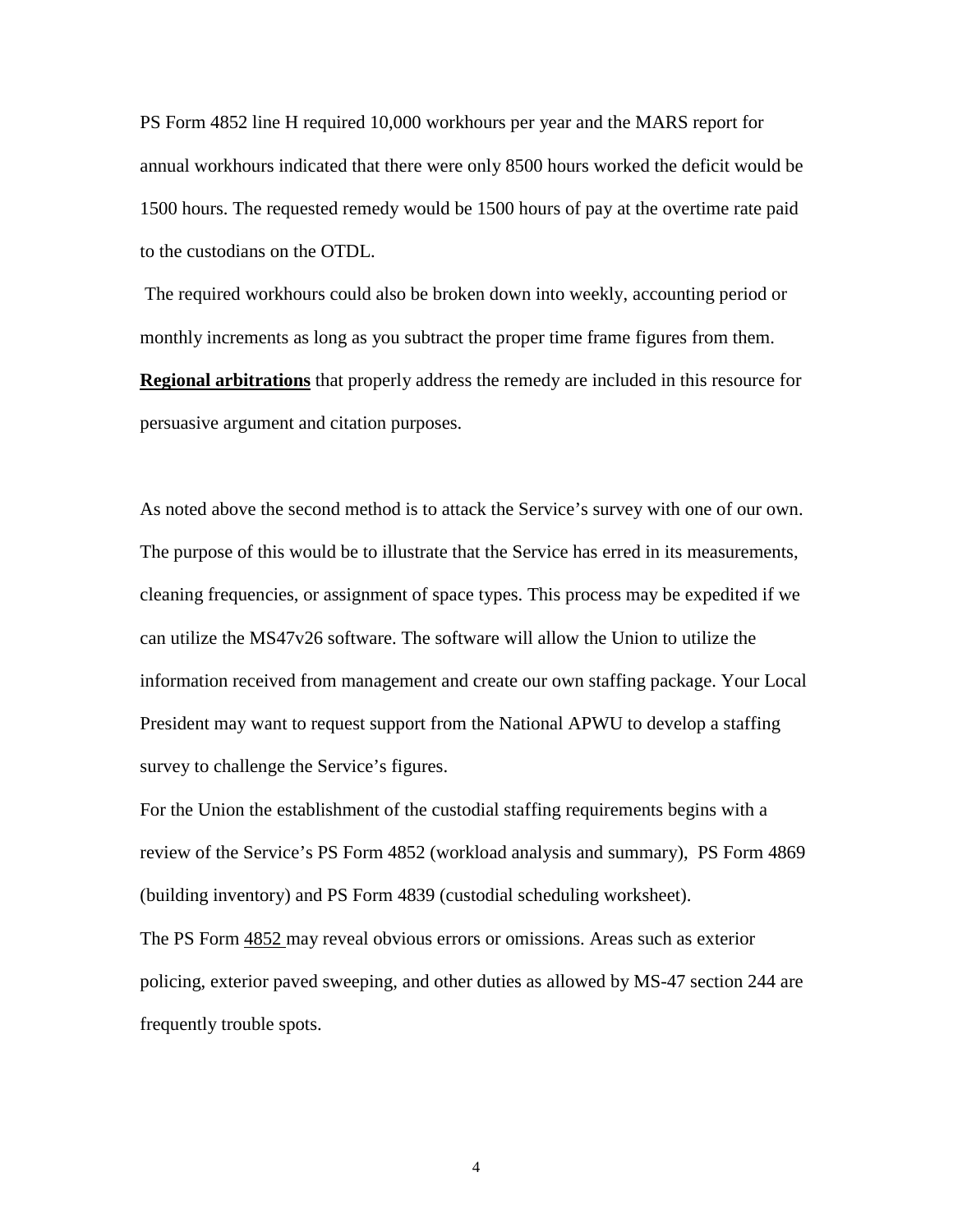PS Form 4852 line H required 10,000 workhours per year and the MARS report for annual workhours indicated that there were only 8500 hours worked the deficit would be 1500 hours. The requested remedy would be 1500 hours of pay at the overtime rate paid to the custodians on the OTDL.

The required workhours could also be broken down into weekly, accounting period or monthly increments as long as you subtract the proper time frame figures from them.

**Regional arbitrations** that properly address the remedy are included in this resource for persuasive argument and citation purposes.

As noted above the second method is to attack the Service's survey with one of our own. The purpose of this would be to illustrate that the Service has erred in its measurements, cleaning frequencies, or assignment of space types. This process may be expedited if we can utilize the MS47v26 software. The software will allow the Union to utilize the information received from management and create our own staffing package. Your Local President may want to request support from the National APWU to develop a staffing survey to challenge the Service's figures.

For the Union the establishment of the custodial staffing requirements begins with a review of the Service's PS Form 4852 (workload analysis and summary), PS Form 4869 (building inventory) and PS Form 4839 (custodial scheduling worksheet).

The PS Form 4852 may reveal obvious errors or omissions. Areas such as exterior policing, exterior paved sweeping, and other duties as allowed by MS-47 section 244 are frequently trouble spots.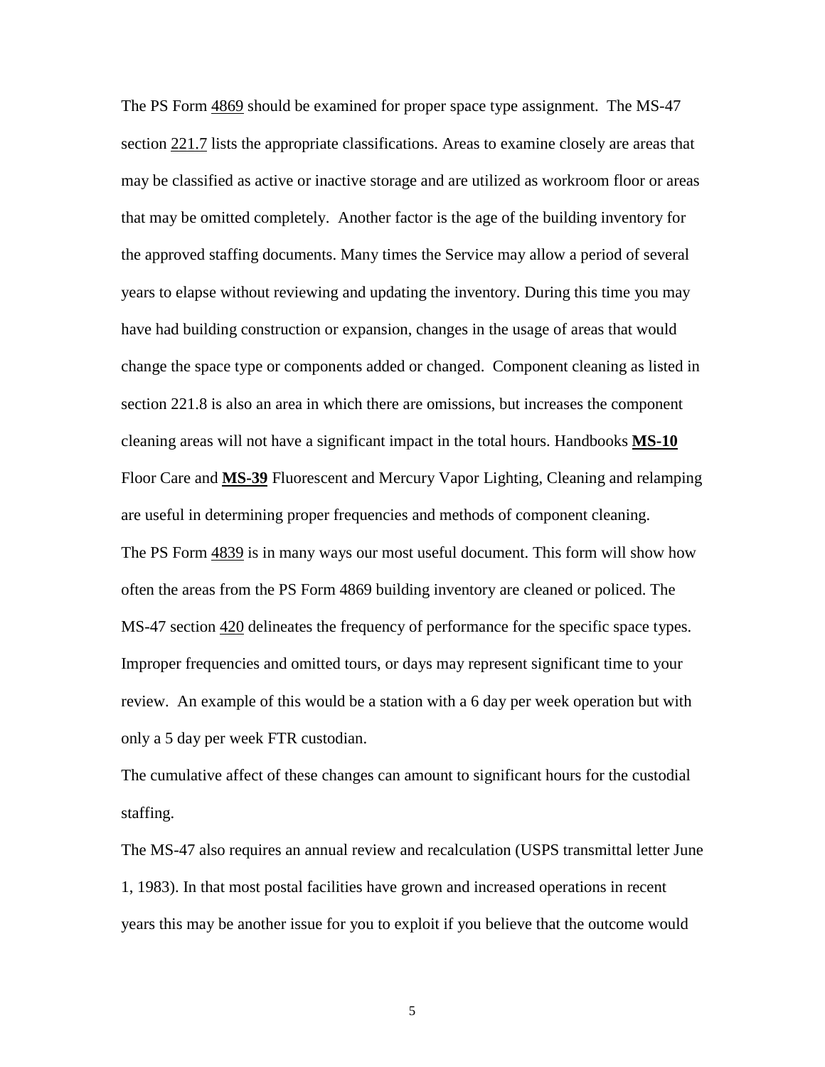The PS Form 4869 should be examined for proper space type assignment. The MS-47 section 221.7 lists the appropriate classifications. Areas to examine closely are areas that may be classified as active or inactive storage and are utilized as workroom floor or areas that may be omitted completely. Another factor is the age of the building inventory for the approved staffing documents. Many times the Service may allow a period of several years to elapse without reviewing and updating the inventory. During this time you may have had building construction or expansion, changes in the usage of areas that would change the space type or components added or changed. Component cleaning as listed in section 221.8 is also an area in which there are omissions, but increases the component cleaning areas will not have a significant impact in the total hours. Handbooks **MS-10** Floor Care and **MS-39** Fluorescent and Mercury Vapor Lighting, Cleaning and relamping are useful in determining proper frequencies and methods of component cleaning.

The PS Form 4839 is in many ways our most useful document. This form will show how often the areas from the PS Form 4869 building inventory are cleaned or policed. The MS-47 section 420 delineates the frequency of performance for the specific space types. Improper frequencies and omitted tours, or days may represent significant time to your review. An example of this would be a station with a 6 day per week operation but with only a 5 day per week FTR custodian.

The cumulative affect of these changes can amount to significant hours for the custodial staffing.

The MS-47 also requires an annual review and recalculation (USPS transmittal letter June 1, 1983). In that most postal facilities have grown and increased operations in recent years this may be another issue for you to exploit if you believe that the outcome would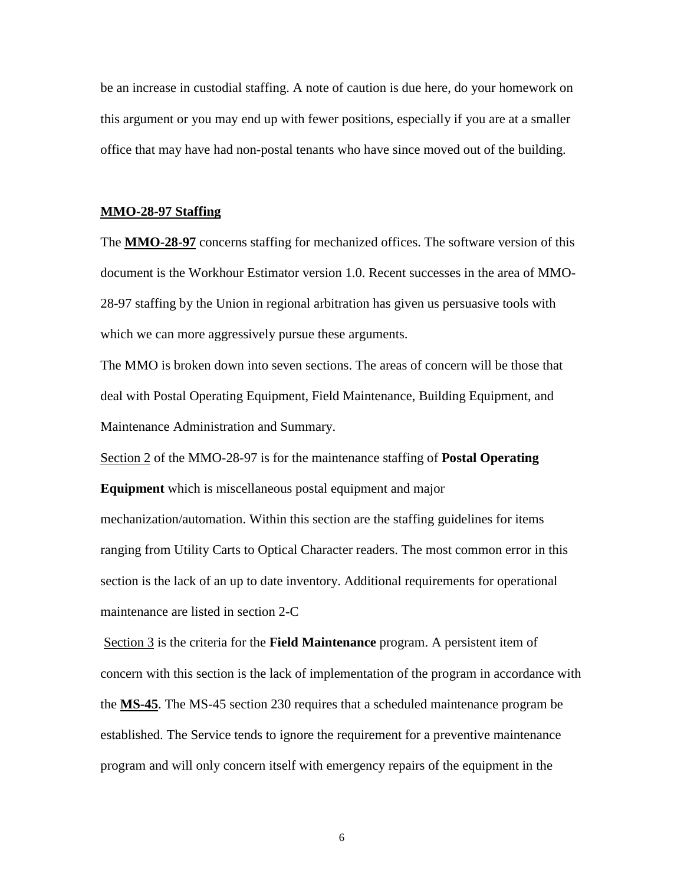be an increase in custodial staffing. A note of caution is due here, do your homework on this argument or you may end up with fewer positions, especially if you are at a smaller office that may have had non-postal tenants who have since moved out of the building.

**MMO-28-97 Staffing**

The **MMO-28-97** concerns staffing for mechanized offices. The software version of this document is the Workhour Estimator version 1.0. Recent successes in the area of MMO-28-97 staffing by the Union in regional arbitration has given us persuasive tools with which we can more aggressively pursue these arguments.

The MMO is broken down into seven sections. The areas of concern will be those that deal with Postal Operating Equipment, Field Maintenance, Building Equipment, and Maintenance Administration and Summary.

Section 2 of the MMO-28-97 is for the maintenance staffing of **Postal Operating Equipment** which is miscellaneous postal equipment and major mechanization/automation. Within this section are the staffing guidelines for items ranging from Utility Carts to Optical Character readers. The most common error in this section is the lack of an up to date inventory. Additional requirements for operational maintenance are listed in section 2-C

Section 3 is the criteria for the **Field Maintenance** program. A persistent item of concern with this section is the lack of implementation of the program in accordance with the **MS-45**. The MS-45 section 230 requires that a scheduled maintenance program be established. The Service tends to ignore the requirement for a preventive maintenance program and will only concern itself with emergency repairs of the equipment in the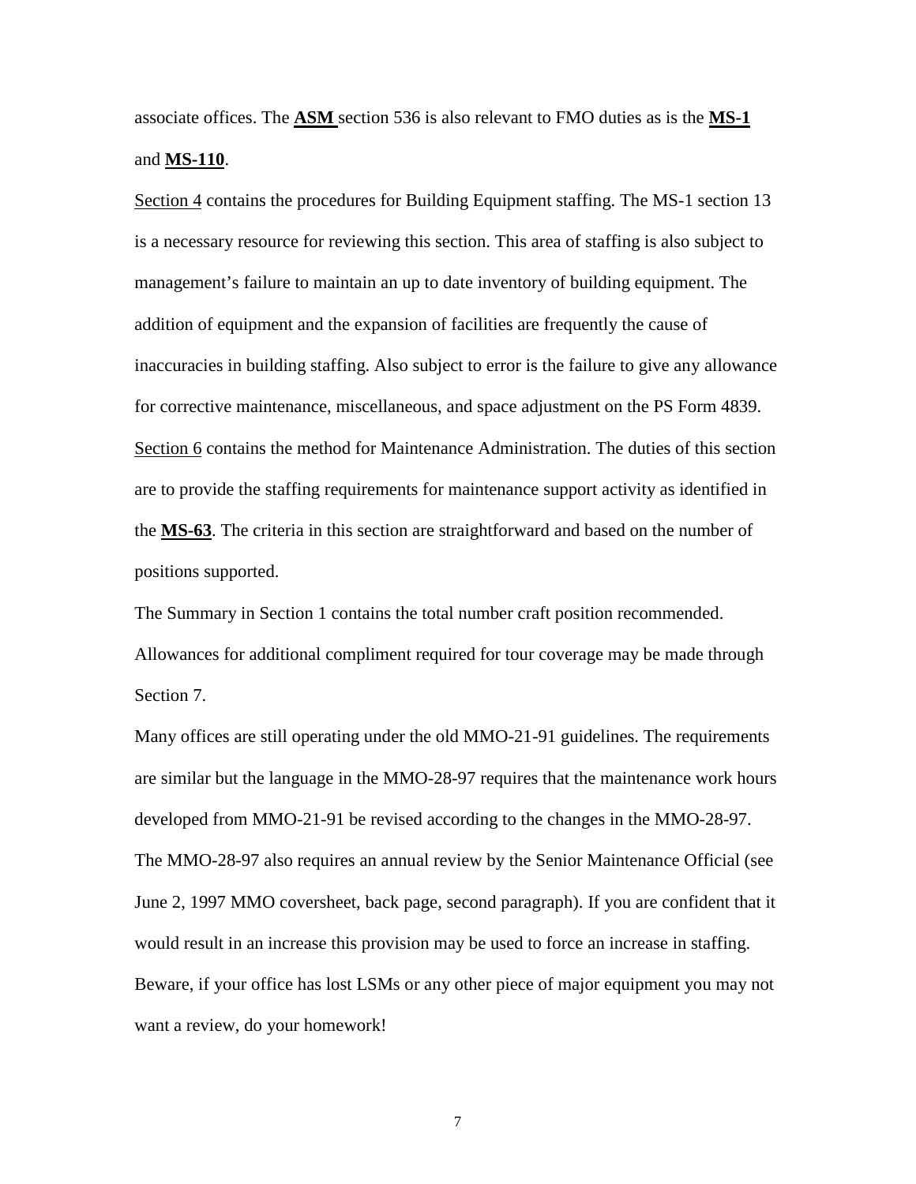associate offices. The **ASM** section 536 is also relevant to FMO duties as is the **MS-1** and **MS-110**.

Section 4 contains the procedures for Building Equipment staffing. The MS-1 section 13 is a necessary resource for reviewing this section. This area of staffing is also subject to management's failure to maintain an up to date inventory of building equipment. The addition of equipment and the expansion of facilities are frequently the cause of inaccuracies in building staffing. Also subject to error is the failure to give any allowance for corrective maintenance, miscellaneous, and space adjustment on the PS Form 4839.

Section 6 contains the method for Maintenance Administration. The duties of this section are to provide the staffing requirements for maintenance support activity as identified in the **MS-63**. The criteria in this section are straightforward and based on the number of positions supported.

The Summary in Section 1 contains the total number craft position recommended. Allowances for additional compliment required for tour coverage may be made through Section 7.

Many offices are still operating under the old MMO-21-91 guidelines. The requirements are similar but the language in the MMO-28-97 requires that the maintenance work hours developed from MMO-21-91 be revised according to the changes in the MMO-28-97. The MMO-28-97 also requires an annual review by the Senior Maintenance Official (see June 2, 1997 MMO coversheet, back page, second paragraph). If you are confident that it would result in an increase this provision may be used to force an increase in staffing. Beware, if your office has lost LSMs or any other piece of major equipment you may not want a review, do your homework!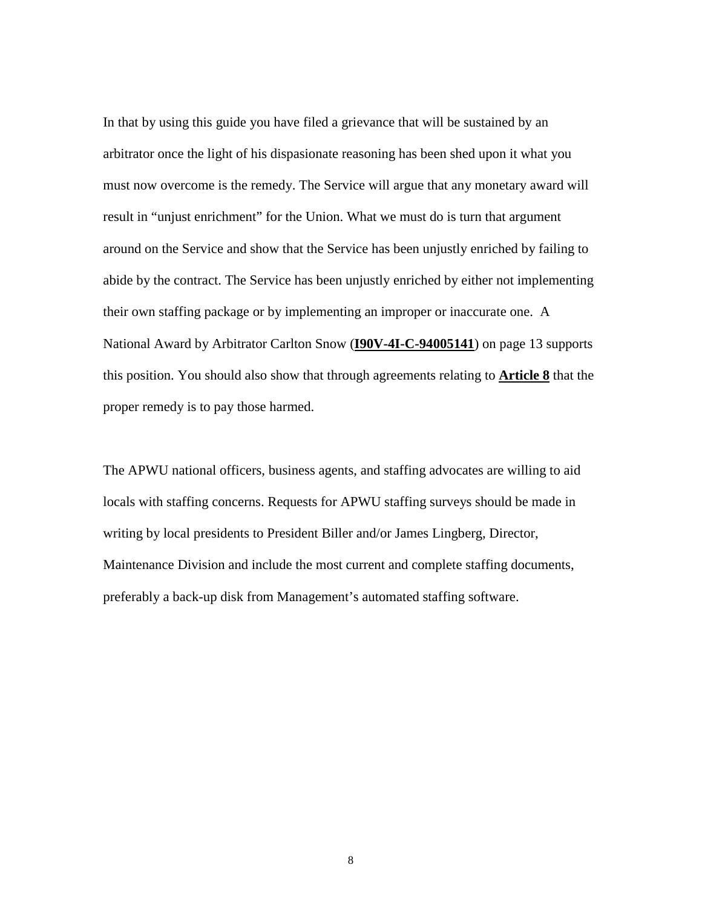In that by using this guide you have filed a grievance that will be sustained by an arbitrator once the light of his dispasionate reasoning has been shed upon it what you must now overcome is the remedy. The Service will argue that any monetary award will result in "unjust enrichment" for the Union. What we must do is turn that argument around on the Service and show that the Service has been unjustly enriched by failing to abide by the contract. The Service has been unjustly enriched by either not implementing their own staffing package or by implementing an improper or inaccurate one. A National Award by Arbitrator Carlton Snow (**I90V-4I-C-94005141**) on page 13 supports this position. You should also show that through agreements relating to **Article 8** that the proper remedy is to pay those harmed.

The APWU national officers, business agents, and staffing advocates are willing to aid locals with staffing concerns. Requests for APWU staffing surveys should be made in writing by local presidents to President Biller and/or James Lingberg, Director, Maintenance Division and include the most current and complete staffing documents, preferably a back-up disk from Management's automated staffing software.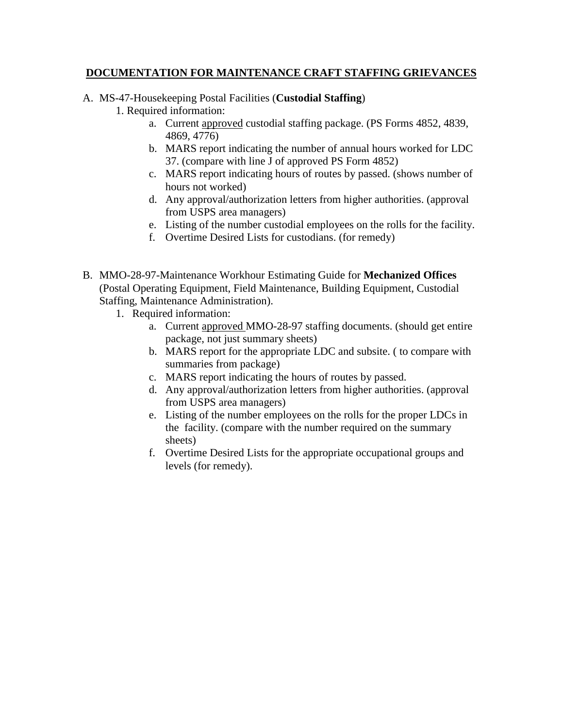# DOCUMENTATION FOR MAINTENANCE CRAFT STAFFING GRIEVANCES

A. MS-47-Housekeeping Postal Facilities (**Custodial Staffing**)

   1. Required information:

      a. Current approved custodial staffing package. (PS Forms 4852, 4839, 4869, 4776)
      b. MARS report indicating the number of annual hours worked for LDC 37. (compare with line J of approved PS Form 4852)
      c. MARS report indicating hours of routes by passed. (shows number of hours not worked)
      d. Any approval/authorization letters from higher authorities. (approval from USPS area managers)
      e. Listing of the number custodial employees on the rolls for the facility.
      f. Overtime Desired Lists for custodians. (for remedy)

B. MMO-28-97-Maintenance Workhour Estimating Guide for **Mechanized Offices** (Postal Operating Equipment, Field Maintenance, Building Equipment, Custodial Staffing, Maintenance Administration).

   1. Required information:

      a. Current approved MMO-28-97 staffing documents. (should get entire package, not just summary sheets)
      b. MARS report for the appropriate LDC and subsite. ( to compare with summaries from package)
      c. MARS report indicating the hours of routes by passed.
      d. Any approval/authorization letters from higher authorities. (approval from USPS area managers)
      e. Listing of the number employees on the rolls for the proper LDCs in the facility. (compare with the number required on the summary sheets)
      f. Overtime Desired Lists for the appropriate occupational groups and levels (for remedy).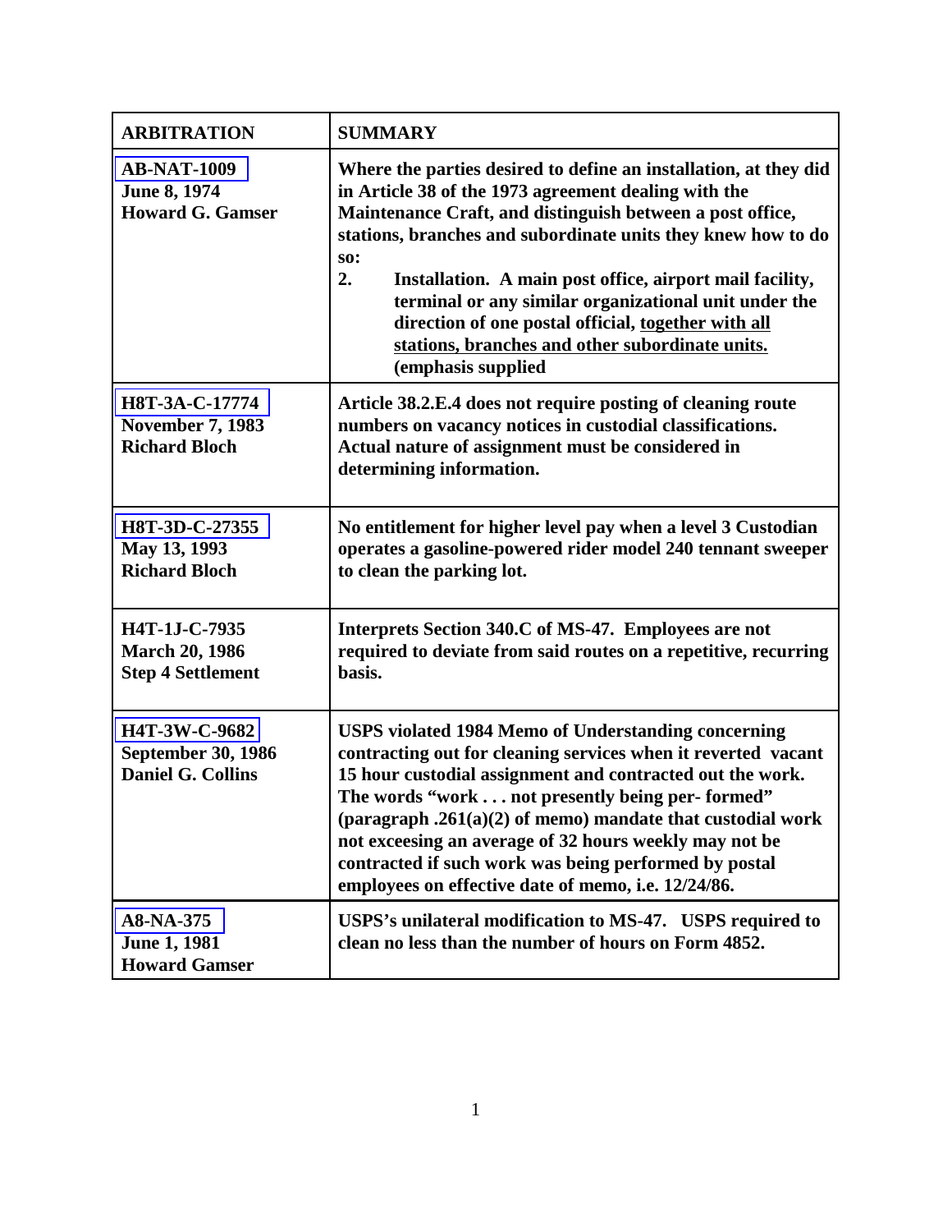| ARBITRATION | SUMMARY |
|---|---|
| **AB-NAT-1009**<br>**June 8, 1974**<br>**Howard G. Gamser** | **Where the parties desired to define an installation, at they did in Article 38 of the 1973 agreement dealing with the Maintenance Craft, and distinguish between a post office, stations, branches and subordinate units they knew how to do so:**<br>**2. Installation. A main post office, airport mail facility, terminal or any similar organizational unit under the direction of one postal official, <u>together with all stations, branches and other subordinate units.</u> (emphasis supplied** |
| **H8T-3A-C-17774**<br>**November 7, 1983**<br>**Richard Bloch** | **Article 38.2.E.4 does not require posting of cleaning route numbers on vacancy notices in custodial classifications. Actual nature of assignment must be considered in determining information.** |
| **H8T-3D-C-27355**<br>**May 13, 1993**<br>**Richard Bloch** | **No entitlement for higher level pay when a level 3 Custodian operates a gasoline-powered rider model 240 tennant sweeper to clean the parking lot.** |
| **H4T-1J-C-7935**<br>**March 20, 1986**<br>**Step 4 Settlement** | **Interprets Section 340.C of MS-47. Employees are not required to deviate from said routes on a repetitive, recurring basis.** |
| **H4T-3W-C-9682**<br>**September 30, 1986**<br>**Daniel G. Collins** | **USPS violated 1984 Memo of Understanding concerning contracting out for cleaning services when it reverted vacant 15 hour custodial assignment and contracted out the work. The words "work . . . not presently being per- formed" (paragraph .261(a)(2) of memo) mandate that custodial work not exceesing an average of 32 hours weekly may not be contracted if such work was being performed by postal employees on effective date of memo, i.e. 12/24/86.** |
| **A8-NA-375**<br>**June 1, 1981**<br>**Howard Gamser** | **USPS's unilateral modification to MS-47. USPS required to clean no less than the number of hours on Form 4852.** |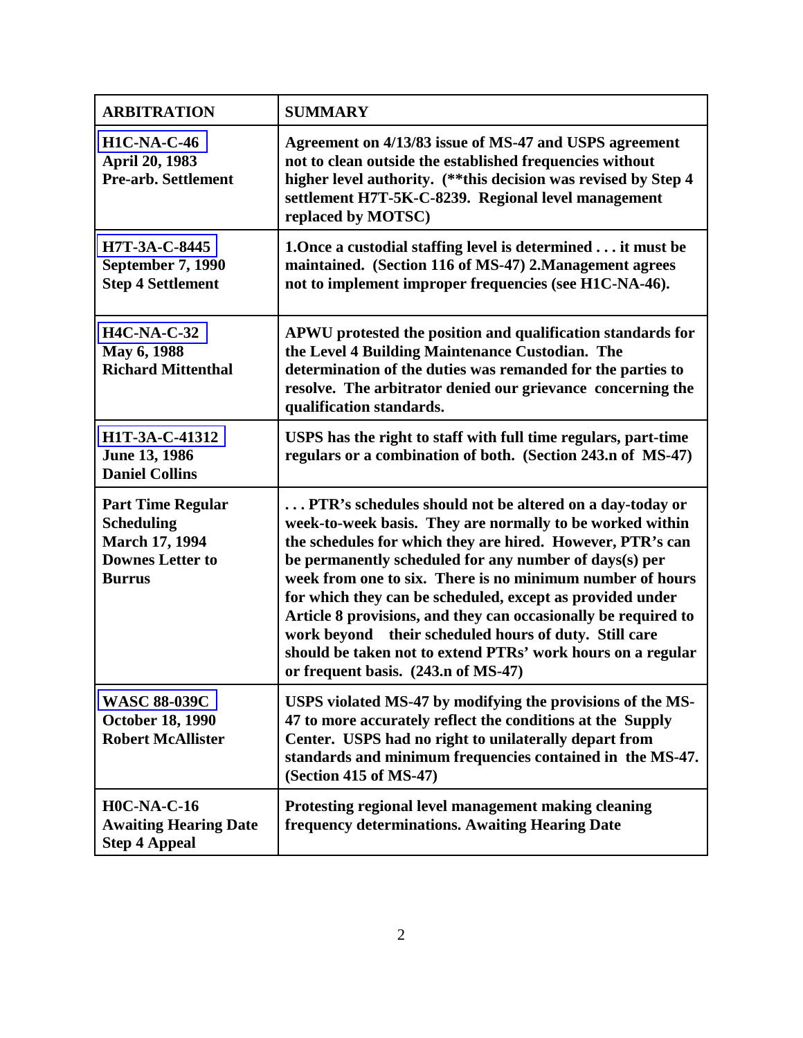| ARBITRATION | SUMMARY |
|---|---|
| **H1C-NA-C-46**<br>**April 20, 1983**<br>**Pre-arb. Settlement** | **Agreement on 4/13/83 issue of MS-47 and USPS agreement not to clean outside the established frequencies without higher level authority. (**this decision was revised by Step 4 settlement H7T-5K-C-8239. Regional level management replaced by MOTSC)** |
| **H7T-3A-C-8445**<br>**September 7, 1990**<br>**Step 4 Settlement** | **1.Once a custodial staffing level is determined . . . it must be maintained. (Section 116 of MS-47) 2.Management agrees not to implement improper frequencies (see H1C-NA-46).** |
| **H4C-NA-C-32**<br>**May 6, 1988**<br>**Richard Mittenthal** | **APWU protested the position and qualification standards for the Level 4 Building Maintenance Custodian. The determination of the duties was remanded for the parties to resolve. The arbitrator denied our grievance concerning the qualification standards.** |
| **H1T-3A-C-41312**<br>**June 13, 1986**<br>**Daniel Collins** | **USPS has the right to staff with full time regulars, part-time regulars or a combination of both. (Section 243.n of MS-47)** |
| **Part Time Regular Scheduling**<br>**March 17, 1994**<br>**Downes Letter to Burrus** | **. . . PTR's schedules should not be altered on a day-today or week-to-week basis. They are normally to be worked within the schedules for which they are hired. However, PTR's can be permanently scheduled for any number of days(s) per week from one to six. There is no minimum number of hours for which they can be scheduled, except as provided under Article 8 provisions, and they can occasionally be required to work beyond their scheduled hours of duty. Still care should be taken not to extend PTRs' work hours on a regular or frequent basis. (243.n of MS-47)** |
| **WASC 88-039C**<br>**October 18, 1990**<br>**Robert McAllister** | **USPS violated MS-47 by modifying the provisions of the MS-47 to more accurately reflect the conditions at the Supply Center. USPS had no right to unilaterally depart from standards and minimum frequencies contained in the MS-47. (Section 415 of MS-47)** |
| **H0C-NA-C-16**<br>**Awaiting Hearing Date**<br>**Step 4 Appeal** | **Protesting regional level management making cleaning frequency determinations. Awaiting Hearing Date** |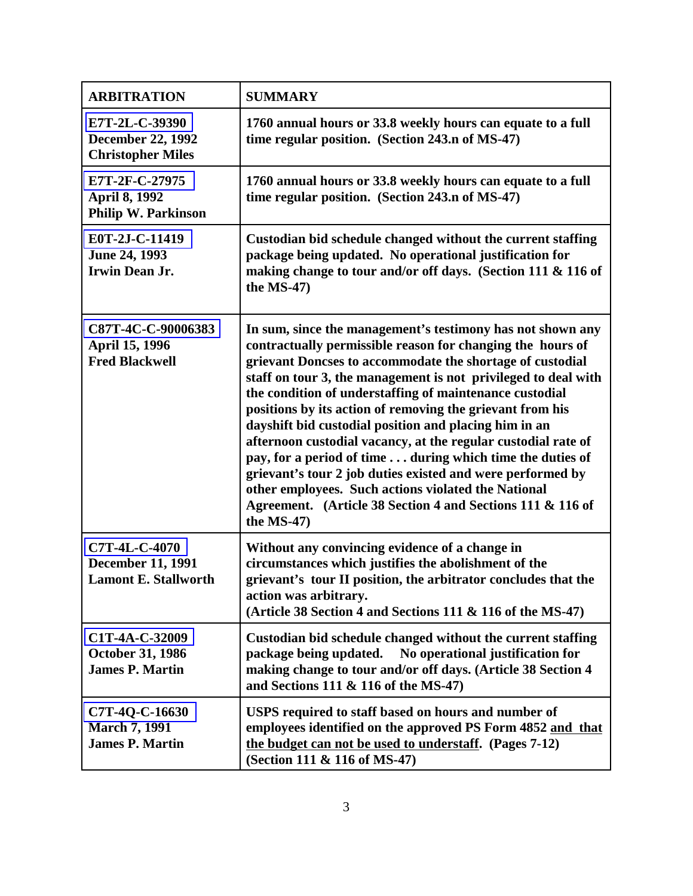| ARBITRATION | SUMMARY |
|---|---|
| E7T-2L-C-39390<br>December 22, 1992<br>Christopher Miles | 1760 annual hours or 33.8 weekly hours can equate to a full time regular position. (Section 243.n of MS-47) |
| E7T-2F-C-27975<br>April 8, 1992<br>Philip W. Parkinson | 1760 annual hours or 33.8 weekly hours can equate to a full time regular position. (Section 243.n of MS-47) |
| E0T-2J-C-11419<br>June 24, 1993<br>Irwin Dean Jr. | Custodian bid schedule changed without the current staffing package being updated. No operational justification for making change to tour and/or off days. (Section 111 & 116 of the MS-47) |
| C87T-4C-C-90006383<br>April 15, 1996<br>Fred Blackwell | In sum, since the management's testimony has not shown any contractually permissible reason for changing the hours of grievant Doncses to accommodate the shortage of custodial staff on tour 3, the management is not privileged to deal with the condition of understaffing of maintenance custodial positions by its action of removing the grievant from his dayshift bid custodial position and placing him in an afternoon custodial vacancy, at the regular custodial rate of pay, for a period of time . . . during which time the duties of grievant's tour 2 job duties existed and were performed by other employees. Such actions violated the National Agreement. (Article 38 Section 4 and Sections 111 & 116 of the MS-47) |
| C7T-4L-C-4070<br>December 11, 1991<br>Lamont E. Stallworth | Without any convincing evidence of a change in circumstances which justifies the abolishment of the grievant's tour II position, the arbitrator concludes that the action was arbitrary.<br>(Article 38 Section 4 and Sections 111 & 116 of the MS-47) |
| C1T-4A-C-32009<br>October 31, 1986<br>James P. Martin | Custodian bid schedule changed without the current staffing package being updated. No operational justification for making change to tour and/or off days. (Article 38 Section 4 and Sections 111 & 116 of the MS-47) |
| C7T-4Q-C-16630<br>March 7, 1991<br>James P. Martin | USPS required to staff based on hours and number of employees identified on the approved PS Form 4852 <u>and that the budget can not be used to understaff</u>. (Pages 7-12) (Section 111 & 116 of MS-47) |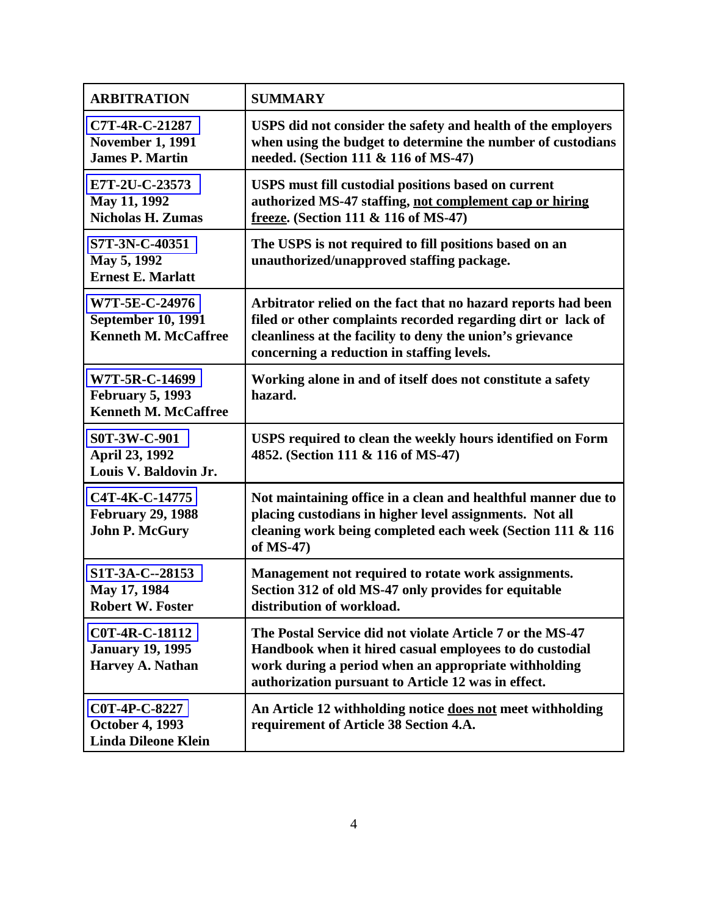| **ARBITRATION** | **SUMMARY** |
|---|---|
| **C7T-4R-C-21287**<br>**November 1, 1991**<br>**James P. Martin** | **USPS did not consider the safety and health of the employers when using the budget to determine the number of custodians needed. (Section 111 & 116 of MS-47)** |
| **E7T-2U-C-23573**<br>**May 11, 1992**<br>**Nicholas H. Zumas** | **USPS must fill custodial positions based on current authorized MS-47 staffing, <u>not complement cap or hiring freeze</u>. (Section 111 & 116 of MS-47)** |
| **S7T-3N-C-40351**<br>**May 5, 1992**<br>**Ernest E. Marlatt** | **The USPS is not required to fill positions based on an unauthorized/unapproved staffing package.** |
| **W7T-5E-C-24976**<br>**September 10, 1991**<br>**Kenneth M. McCaffree** | **Arbitrator relied on the fact that no hazard reports had been filed or other complaints recorded regarding dirt or lack of cleanliness at the facility to deny the union's grievance concerning a reduction in staffing levels.** |
| **W7T-5R-C-14699**<br>**February 5, 1993**<br>**Kenneth M. McCaffree** | **Working alone in and of itself does not constitute a safety hazard.** |
| **S0T-3W-C-901**<br>**April 23, 1992**<br>**Louis V. Baldovin Jr.** | **USPS required to clean the weekly hours identified on Form 4852. (Section 111 & 116 of MS-47)** |
| **C4T-4K-C-14775**<br>**February 29, 1988**<br>**John P. McGury** | **Not maintaining office in a clean and healthful manner due to placing custodians in higher level assignments. Not all cleaning work being completed each week (Section 111 & 116 of MS-47)** |
| **S1T-3A-C--28153**<br>**May 17, 1984**<br>**Robert W. Foster** | **Management not required to rotate work assignments. Section 312 of old MS-47 only provides for equitable distribution of workload.** |
| **C0T-4R-C-18112**<br>**January 19, 1995**<br>**Harvey A. Nathan** | **The Postal Service did not violate Article 7 or the MS-47 Handbook when it hired casual employees to do custodial work during a period when an appropriate withholding authorization pursuant to Article 12 was in effect.** |
| **C0T-4P-C-8227**<br>**October 4, 1993**<br>**Linda Dileone Klein** | **An Article 12 withholding notice <u>does not</u> meet withholding requirement of Article 38 Section 4.A.** |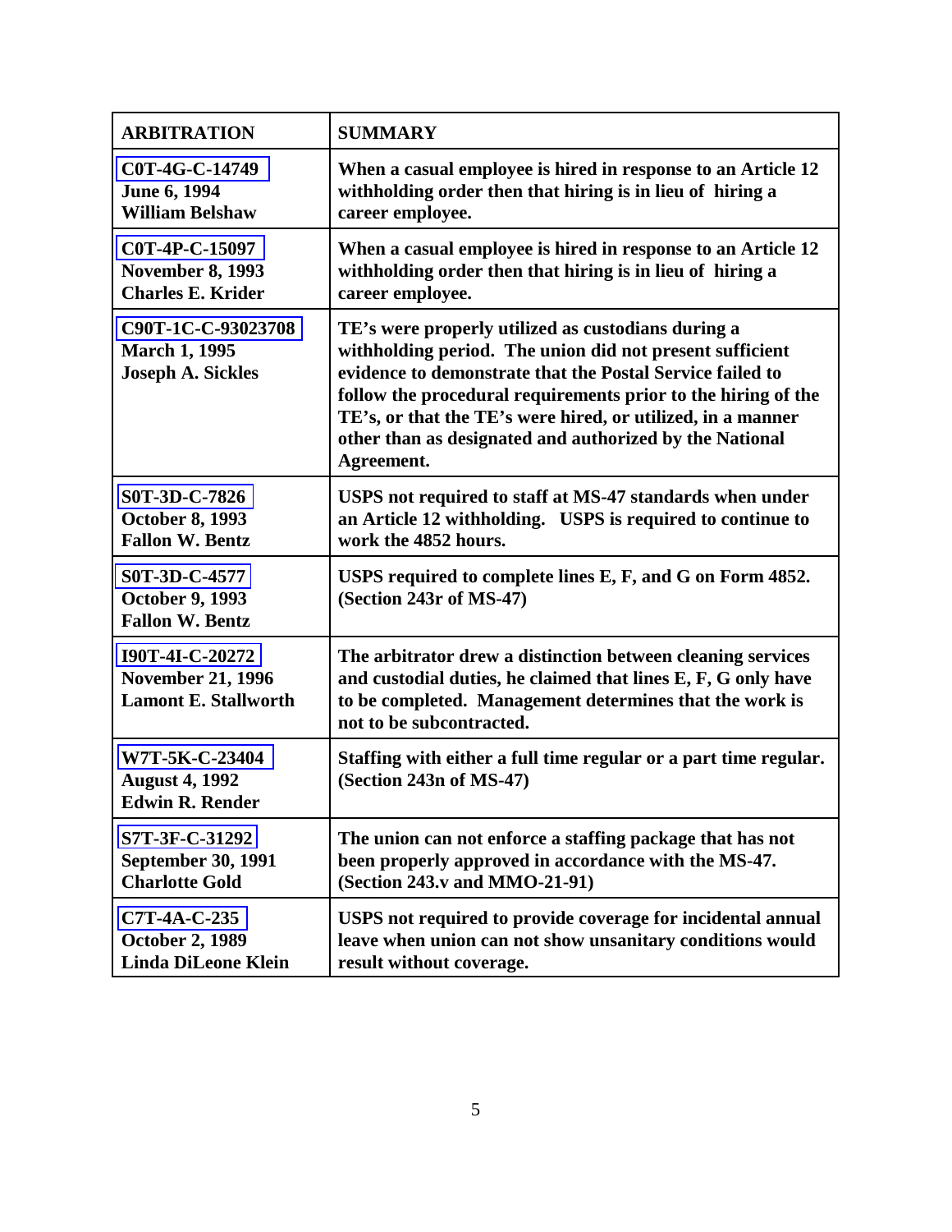| ARBITRATION | SUMMARY |
|---|---|
| C0T-4G-C-14749<br>June 6, 1994<br>William Belshaw | When a casual employee is hired in response to an Article 12 withholding order then that hiring is in lieu of hiring a career employee. |
| C0T-4P-C-15097<br>November 8, 1993<br>Charles E. Krider | When a casual employee is hired in response to an Article 12 withholding order then that hiring is in lieu of hiring a career employee. |
| C90T-1C-C-93023708<br>March 1, 1995<br>Joseph A. Sickles | TE's were properly utilized as custodians during a withholding period. The union did not present sufficient evidence to demonstrate that the Postal Service failed to follow the procedural requirements prior to the hiring of the TE's, or that the TE's were hired, or utilized, in a manner other than as designated and authorized by the National Agreement. |
| S0T-3D-C-7826<br>October 8, 1993<br>Fallon W. Bentz | USPS not required to staff at MS-47 standards when under an Article 12 withholding. USPS is required to continue to work the 4852 hours. |
| S0T-3D-C-4577<br>October 9, 1993<br>Fallon W. Bentz | USPS required to complete lines E, F, and G on Form 4852. (Section 243r of MS-47) |
| I90T-4I-C-20272<br>November 21, 1996<br>Lamont E. Stallworth | The arbitrator drew a distinction between cleaning services and custodial duties, he claimed that lines E, F, G only have to be completed. Management determines that the work is not to be subcontracted. |
| W7T-5K-C-23404<br>August 4, 1992<br>Edwin R. Render | Staffing with either a full time regular or a part time regular. (Section 243n of MS-47) |
| S7T-3F-C-31292<br>September 30, 1991<br>Charlotte Gold | The union can not enforce a staffing package that has not been properly approved in accordance with the MS-47. (Section 243.v and MMO-21-91) |
| C7T-4A-C-235<br>October 2, 1989<br>Linda DiLeone Klein | USPS not required to provide coverage for incidental annual leave when union can not show unsanitary conditions would result without coverage. |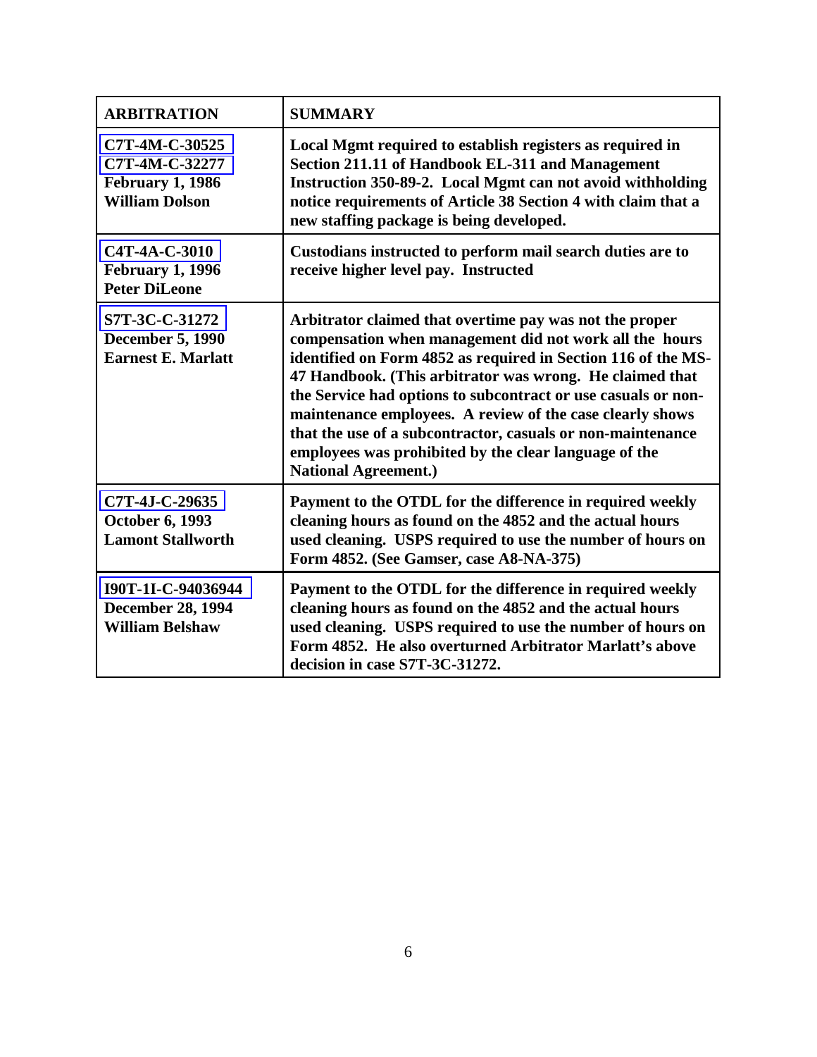| ARBITRATION | SUMMARY |
| --- | --- |
| C7T-4M-C-30525<br>C7T-4M-C-32277<br>February 1, 1986<br>William Dolson | Local Mgmt required to establish registers as required in Section 211.11 of Handbook EL-311 and Management Instruction 350-89-2. Local Mgmt can not avoid withholding notice requirements of Article 38 Section 4 with claim that a new staffing package is being developed. |
| C4T-4A-C-3010<br>February 1, 1996<br>Peter DiLeone | Custodians instructed to perform mail search duties are to receive higher level pay. Instructed |
| S7T-3C-C-31272<br>December 5, 1990<br>Earnest E. Marlatt | Arbitrator claimed that overtime pay was not the proper compensation when management did not work all the hours identified on Form 4852 as required in Section 116 of the MS-47 Handbook. (This arbitrator was wrong. He claimed that the Service had options to subcontract or use casuals or non-maintenance employees. A review of the case clearly shows that the use of a subcontractor, casuals or non-maintenance employees was prohibited by the clear language of the National Agreement.) |
| C7T-4J-C-29635<br>October 6, 1993<br>Lamont Stallworth | Payment to the OTDL for the difference in required weekly cleaning hours as found on the 4852 and the actual hours used cleaning. USPS required to use the number of hours on Form 4852. (See Gamser, case A8-NA-375) |
| I90T-1I-C-94036944<br>December 28, 1994<br>William Belshaw | Payment to the OTDL for the difference in required weekly cleaning hours as found on the 4852 and the actual hours used cleaning. USPS required to use the number of hours on Form 4852. He also overturned Arbitrator Marlatt's above decision in case S7T-3C-31272. |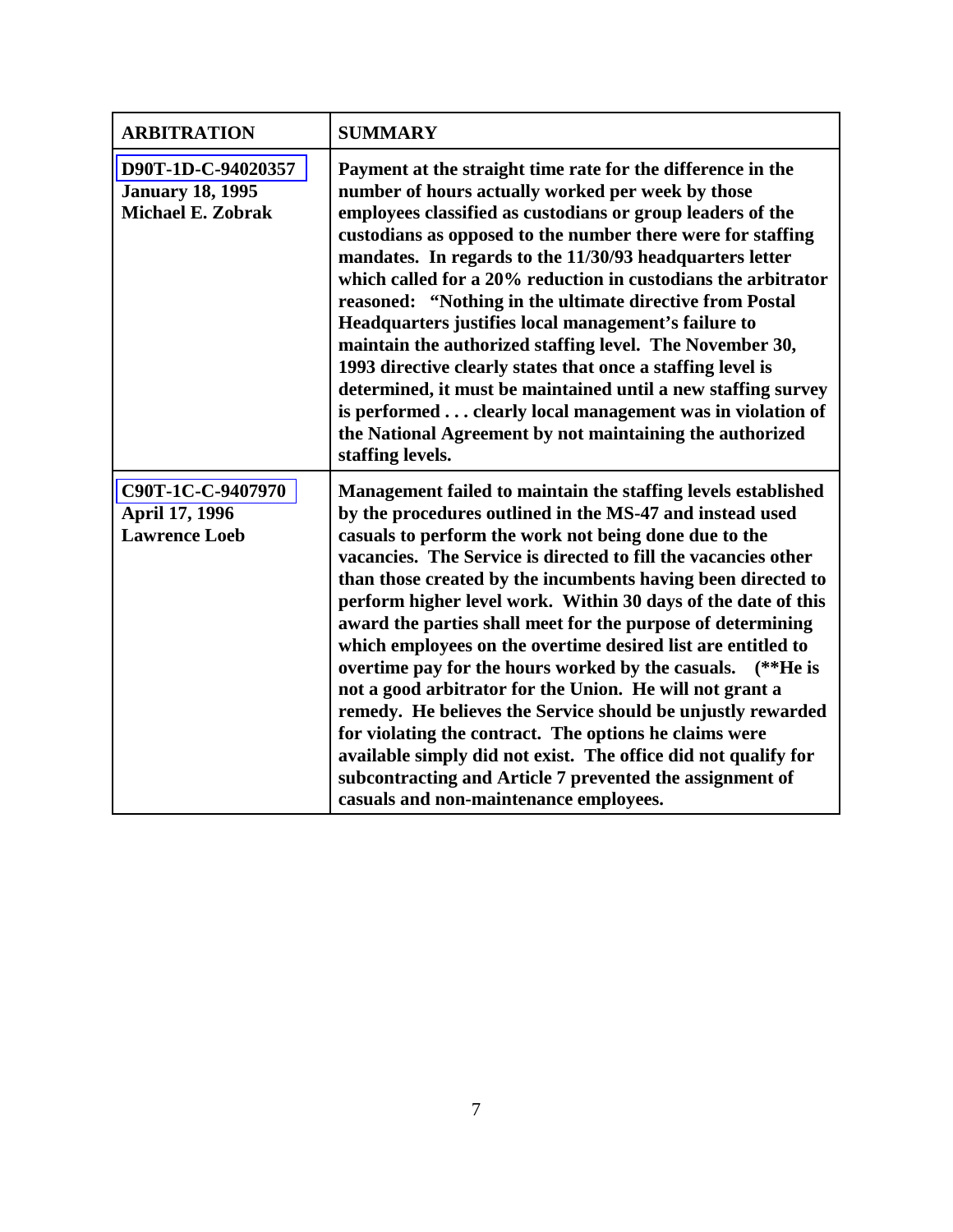| ARBITRATION | SUMMARY |
|---|---|
| **D90T-1D-C-94020357**<br>**January 18, 1995**<br>**Michael E. Zobrak** | **Payment at the straight time rate for the difference in the number of hours actually worked per week by those employees classified as custodians or group leaders of the custodians as opposed to the number there were for staffing mandates. In regards to the 11/30/93 headquarters letter which called for a 20% reduction in custodians the arbitrator reasoned: "Nothing in the ultimate directive from Postal Headquarters justifies local management's failure to maintain the authorized staffing level. The November 30, 1993 directive clearly states that once a staffing level is determined, it must be maintained until a new staffing survey is performed . . . clearly local management was in violation of the National Agreement by not maintaining the authorized staffing levels.** |
| **C90T-1C-C-9407970**<br>**April 17, 1996**<br>**Lawrence Loeb** | **Management failed to maintain the staffing levels established by the procedures outlined in the MS-47 and instead used casuals to perform the work not being done due to the vacancies. The Service is directed to fill the vacancies other than those created by the incumbents having been directed to perform higher level work. Within 30 days of the date of this award the parties shall meet for the purpose of determining which employees on the overtime desired list are entitled to overtime pay for the hours worked by the casuals. (\*\*He is not a good arbitrator for the Union. He will not grant a remedy. He believes the Service should be unjustly rewarded for violating the contract. The options he claims were available simply did not exist. The office did not qualify for subcontracting and Article 7 prevented the assignment of casuals and non-maintenance employees.** |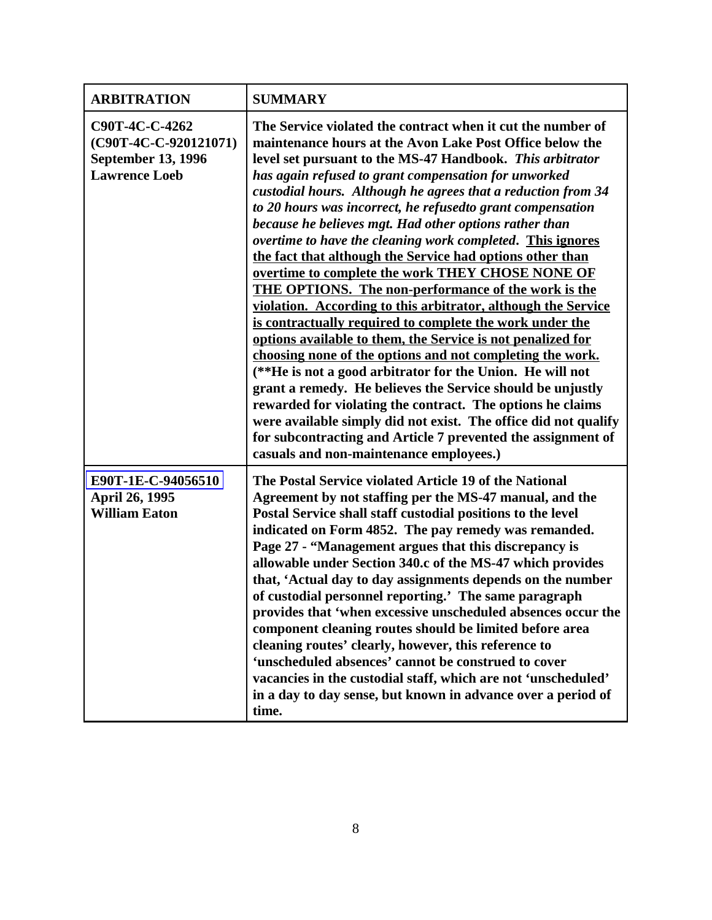| ARBITRATION | SUMMARY |
|---|---|
| **C90T-4C-C-4262 (C90T-4C-C-920121071) September 13, 1996 Lawrence Loeb** | **The Service violated the contract when it cut the number of maintenance hours at the Avon Lake Post Office below the level set pursuant to the MS-47 Handbook.** ***This arbitrator has again refused to grant compensation for unworked custodial hours. Although he agrees that a reduction from 34 to 20 hours was incorrect, he refusedto grant compensation because he believes mgt. Had other options rather than overtime to have the cleaning work completed.*** **<u>This ignores the fact that although the Service had options other than overtime to complete the work THEY CHOSE NONE OF THE OPTIONS. The non-performance of the work is the violation. According to this arbitrator, although the Service is contractually required to complete the work under the options available to them, the Service is not penalized for choosing none of the options and not completing the work.</u> (\*\*He is not a good arbitrator for the Union. He will not grant a remedy. He believes the Service should be unjustly rewarded for violating the contract. The options he claims were available simply did not exist. The office did not qualify for subcontracting and Article 7 prevented the assignment of casuals and non-maintenance employees.)** |
| **E90T-1E-C-94056510 April 26, 1995 William Eaton** | **The Postal Service violated Article 19 of the National Agreement by not staffing per the MS-47 manual, and the Postal Service shall staff custodial positions to the level indicated on Form 4852. The pay remedy was remanded. Page 27 - "Management argues that this discrepancy is allowable under Section 340.c of the MS-47 which provides that, 'Actual day to day assignments depends on the number of custodial personnel reporting.' The same paragraph provides that 'when excessive unscheduled absences occur the component cleaning routes should be limited before area cleaning routes' clearly, however, this reference to 'unscheduled absences' cannot be construed to cover vacancies in the custodial staff, which are not 'unscheduled' in a day to day sense, but known in advance over a period of time.** |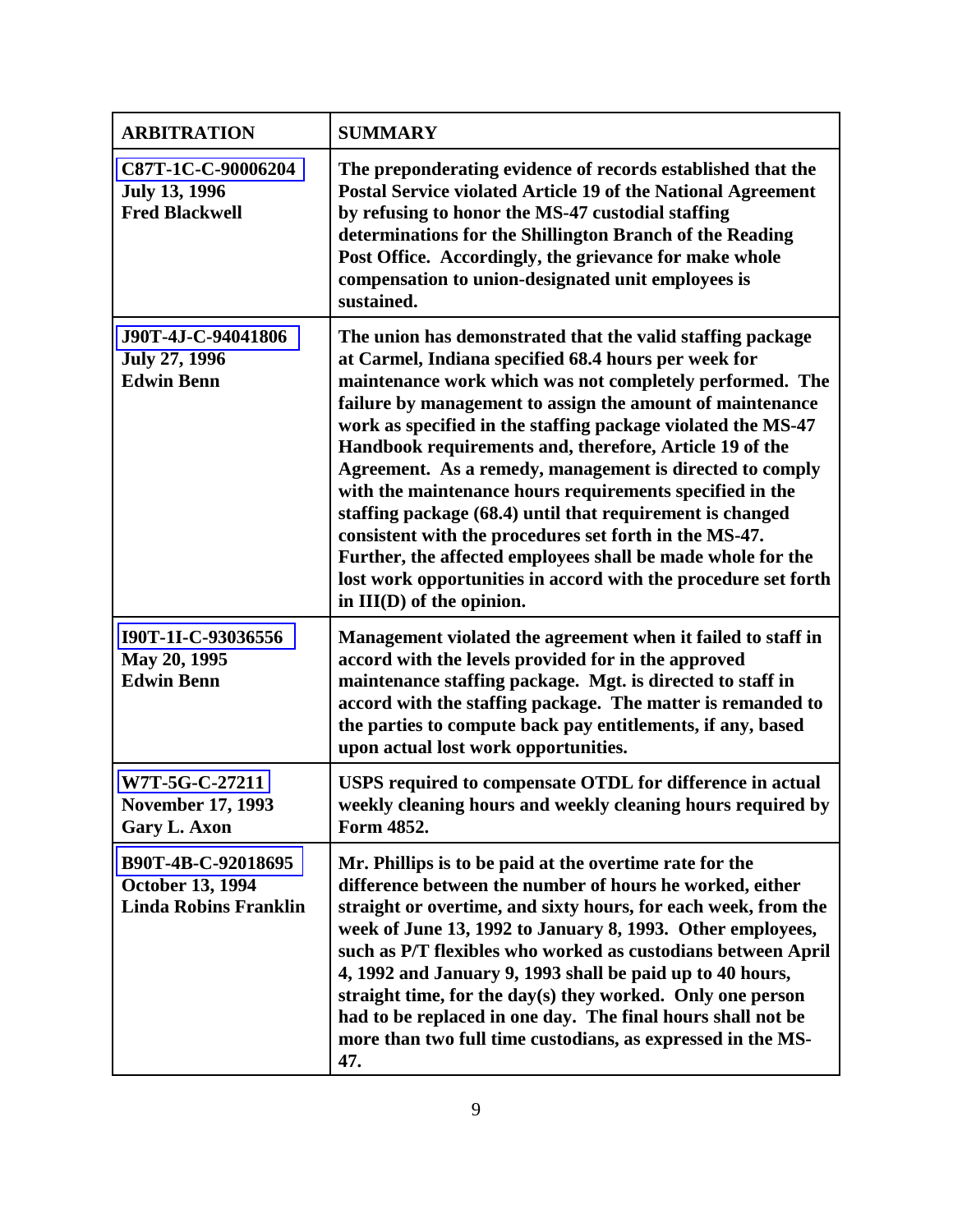| ARBITRATION | SUMMARY |
| --- | --- |
| **C87T-1C-C-90006204**<br>**July 13, 1996**<br>**Fred Blackwell** | **The preponderating evidence of records established that the Postal Service violated Article 19 of the National Agreement by refusing to honor the MS-47 custodial staffing determinations for the Shillington Branch of the Reading Post Office. Accordingly, the grievance for make whole compensation to union-designated unit employees is sustained.** |
| **J90T-4J-C-94041806**<br>**July 27, 1996**<br>**Edwin Benn** | **The union has demonstrated that the valid staffing package at Carmel, Indiana specified 68.4 hours per week for maintenance work which was not completely performed. The failure by management to assign the amount of maintenance work as specified in the staffing package violated the MS-47 Handbook requirements and, therefore, Article 19 of the Agreement. As a remedy, management is directed to comply with the maintenance hours requirements specified in the staffing package (68.4) until that requirement is changed consistent with the procedures set forth in the MS-47. Further, the affected employees shall be made whole for the lost work opportunities in accord with the procedure set forth in III(D) of the opinion.** |
| **I90T-1I-C-93036556**<br>**May 20, 1995**<br>**Edwin Benn** | **Management violated the agreement when it failed to staff in accord with the levels provided for in the approved maintenance staffing package. Mgt. is directed to staff in accord with the staffing package. The matter is remanded to the parties to compute back pay entitlements, if any, based upon actual lost work opportunities.** |
| **W7T-5G-C-27211**<br>**November 17, 1993**<br>**Gary L. Axon** | **USPS required to compensate OTDL for difference in actual weekly cleaning hours and weekly cleaning hours required by Form 4852.** |
| **B90T-4B-C-92018695**<br>**October 13, 1994**<br>**Linda Robins Franklin** | **Mr. Phillips is to be paid at the overtime rate for the difference between the number of hours he worked, either straight or overtime, and sixty hours, for each week, from the week of June 13, 1992 to January 8, 1993. Other employees, such as P/T flexibles who worked as custodians between April 4, 1992 and January 9, 1993 shall be paid up to 40 hours, straight time, for the day(s) they worked. Only one person had to be replaced in one day. The final hours shall not be more than two full time custodians, as expressed in the MS-47.** |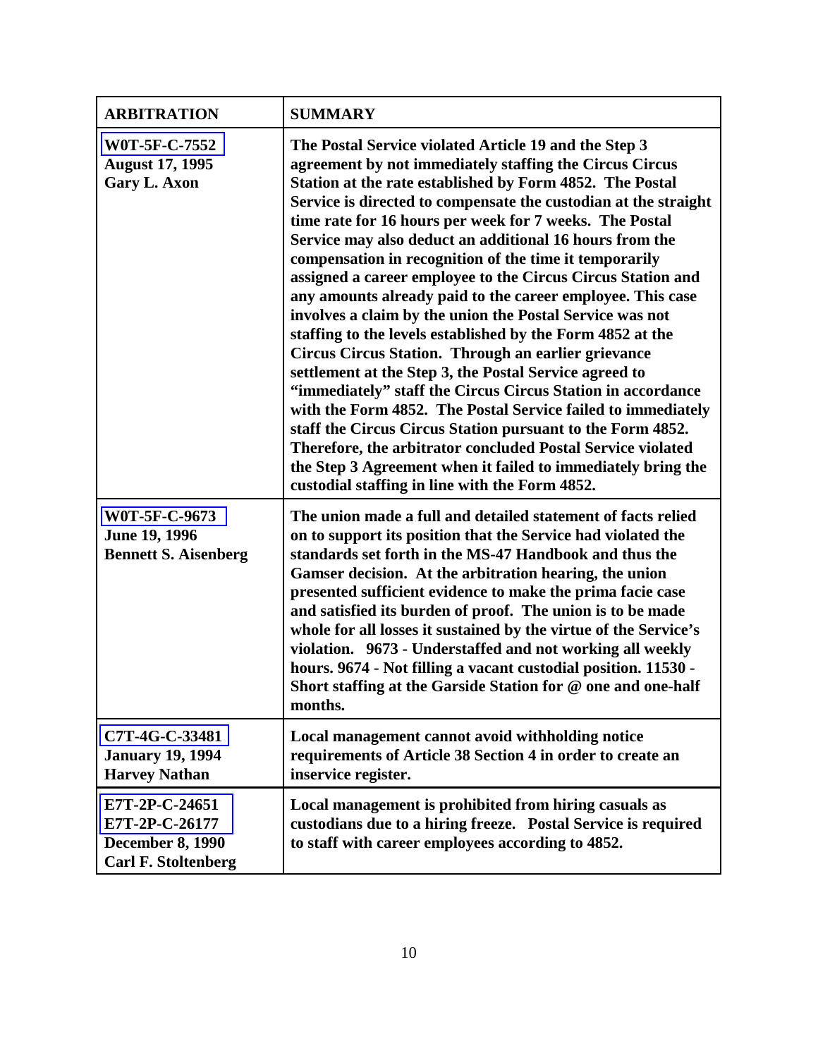| ARBITRATION | SUMMARY |
|---|---|
| **W0T-5F-C-7552**<br>**August 17, 1995**<br>**Gary L. Axon** | **The Postal Service violated Article 19 and the Step 3 agreement by not immediately staffing the Circus Circus Station at the rate established by Form 4852. The Postal Service is directed to compensate the custodian at the straight time rate for 16 hours per week for 7 weeks. The Postal Service may also deduct an additional 16 hours from the compensation in recognition of the time it temporarily assigned a career employee to the Circus Circus Station and any amounts already paid to the career employee. This case involves a claim by the union the Postal Service was not staffing to the levels established by the Form 4852 at the Circus Circus Station. Through an earlier grievance settlement at the Step 3, the Postal Service agreed to "immediately" staff the Circus Circus Station in accordance with the Form 4852. The Postal Service failed to immediately staff the Circus Circus Station pursuant to the Form 4852. Therefore, the arbitrator concluded Postal Service violated the Step 3 Agreement when it failed to immediately bring the custodial staffing in line with the Form 4852.** |
| **W0T-5F-C-9673**<br>**June 19, 1996**<br>**Bennett S. Aisenberg** | **The union made a full and detailed statement of facts relied on to support its position that the Service had violated the standards set forth in the MS-47 Handbook and thus the Gamser decision. At the arbitration hearing, the union presented sufficient evidence to make the prima facie case and satisfied its burden of proof. The union is to be made whole for all losses it sustained by the virtue of the Service's violation. 9673 - Understaffed and not working all weekly hours. 9674 - Not filling a vacant custodial position. 11530 - Short staffing at the Garside Station for @ one and one-half months.** |
| **C7T-4G-C-33481**<br>**January 19, 1994**<br>**Harvey Nathan** | **Local management cannot avoid withholding notice requirements of Article 38 Section 4 in order to create an inservice register.** |
| **E7T-2P-C-24651**<br>**E7T-2P-C-26177**<br>**December 8, 1990**<br>**Carl F. Stoltenberg** | **Local management is prohibited from hiring casuals as custodians due to a hiring freeze. Postal Service is required to staff with career employees according to 4852.** |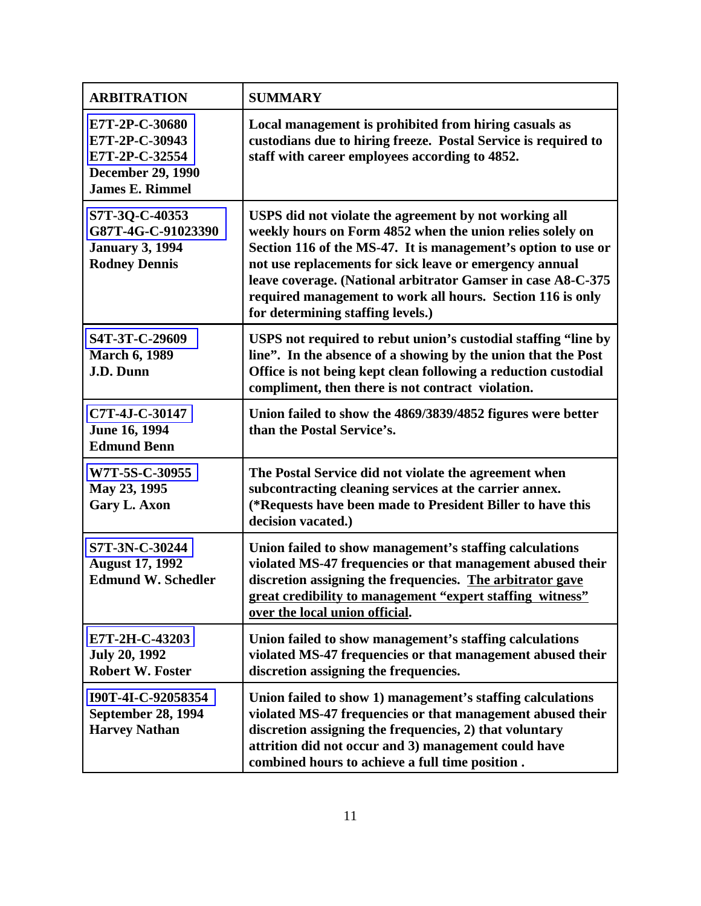| **ARBITRATION** | **SUMMARY** |
|---|---|
| **E7T-2P-C-30680**<br>**E7T-2P-C-30943**<br>**E7T-2P-C-32554**<br>**December 29, 1990**<br>**James E. Rimmel** | **Local management is prohibited from hiring casuals as custodians due to hiring freeze. Postal Service is required to staff with career employees according to 4852.** |
| **S7T-3Q-C-40353**<br>**G87T-4G-C-91023390**<br>**January 3, 1994**<br>**Rodney Dennis** | **USPS did not violate the agreement by not working all weekly hours on Form 4852 when the union relies solely on Section 116 of the MS-47. It is management's option to use or not use replacements for sick leave or emergency annual leave coverage. (National arbitrator Gamser in case A8-C-375 required management to work all hours. Section 116 is only for determining staffing levels.)** |
| **S4T-3T-C-29609**<br>**March 6, 1989**<br>**J.D. Dunn** | **USPS not required to rebut union's custodial staffing "line by line". In the absence of a showing by the union that the Post Office is not being kept clean following a reduction custodial compliment, then there is not contract violation.** |
| **C7T-4J-C-30147**<br>**June 16, 1994**<br>**Edmund Benn** | **Union failed to show the 4869/3839/4852 figures were better than the Postal Service's.** |
| **W7T-5S-C-30955**<br>**May 23, 1995**<br>**Gary L. Axon** | **The Postal Service did not violate the agreement when subcontracting cleaning services at the carrier annex. (*Requests have been made to President Biller to have this decision vacated.)** |
| **S7T-3N-C-30244**<br>**August 17, 1992**<br>**Edmund W. Schedler** | **Union failed to show management's staffing calculations violated MS-47 frequencies or that management abused their discretion assigning the frequencies. <u>The arbitrator gave great credibility to management "expert staffing witness" over the local union official</u>.** |
| **E7T-2H-C-43203**<br>**July 20, 1992**<br>**Robert W. Foster** | **Union failed to show management's staffing calculations violated MS-47 frequencies or that management abused their discretion assigning the frequencies.** |
| **I90T-4I-C-92058354**<br>**September 28, 1994**<br>**Harvey Nathan** | **Union failed to show 1) management's staffing calculations violated MS-47 frequencies or that management abused their discretion assigning the frequencies, 2) that voluntary attrition did not occur and 3) management could have combined hours to achieve a full time position .** |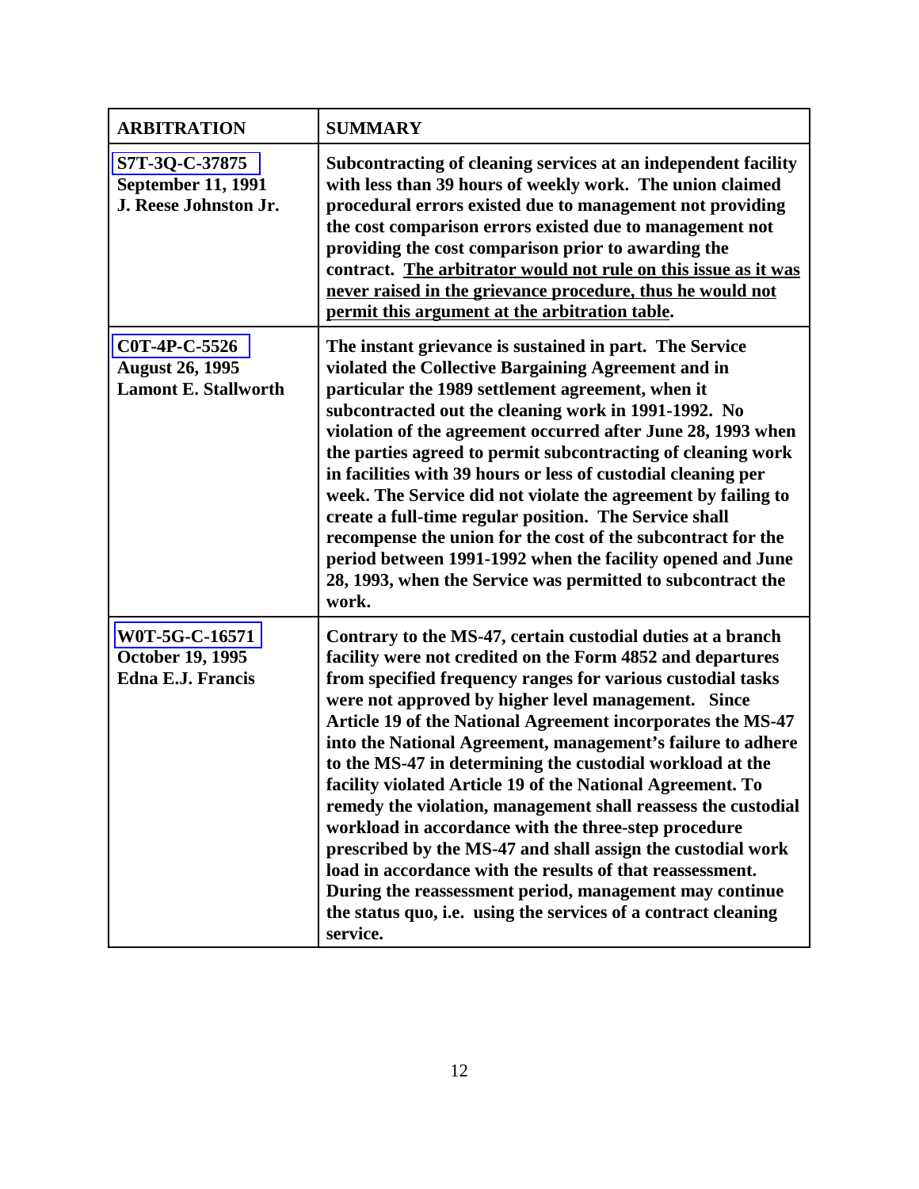| ARBITRATION | SUMMARY |
|---|---|
| S7T-3Q-C-37875<br>September 11, 1991<br>J. Reese Johnston Jr. | Subcontracting of cleaning services at an independent facility with less than 39 hours of weekly work. The union claimed procedural errors existed due to management not providing the cost comparison errors existed due to management not providing the cost comparison prior to awarding the contract. <u>The arbitrator would not rule on this issue as it was never raised in the grievance procedure, thus he would not permit this argument at the arbitration table</u>. |
| C0T-4P-C-5526<br>August 26, 1995<br>Lamont E. Stallworth | The instant grievance is sustained in part. The Service violated the Collective Bargaining Agreement and in particular the 1989 settlement agreement, when it subcontracted out the cleaning work in 1991-1992. No violation of the agreement occurred after June 28, 1993 when the parties agreed to permit subcontracting of cleaning work in facilities with 39 hours or less of custodial cleaning per week. The Service did not violate the agreement by failing to create a full-time regular position. The Service shall recompense the union for the cost of the subcontract for the period between 1991-1992 when the facility opened and June 28, 1993, when the Service was permitted to subcontract the work. |
| W0T-5G-C-16571<br>October 19, 1995<br>Edna E.J. Francis | Contrary to the MS-47, certain custodial duties at a branch facility were not credited on the Form 4852 and departures from specified frequency ranges for various custodial tasks were not approved by higher level management. Since Article 19 of the National Agreement incorporates the MS-47 into the National Agreement, management's failure to adhere to the MS-47 in determining the custodial workload at the facility violated Article 19 of the National Agreement. To remedy the violation, management shall reassess the custodial workload in accordance with the three-step procedure prescribed by the MS-47 and shall assign the custodial work load in accordance with the results of that reassessment. During the reassessment period, management may continue the status quo, i.e. using the services of a contract cleaning service. |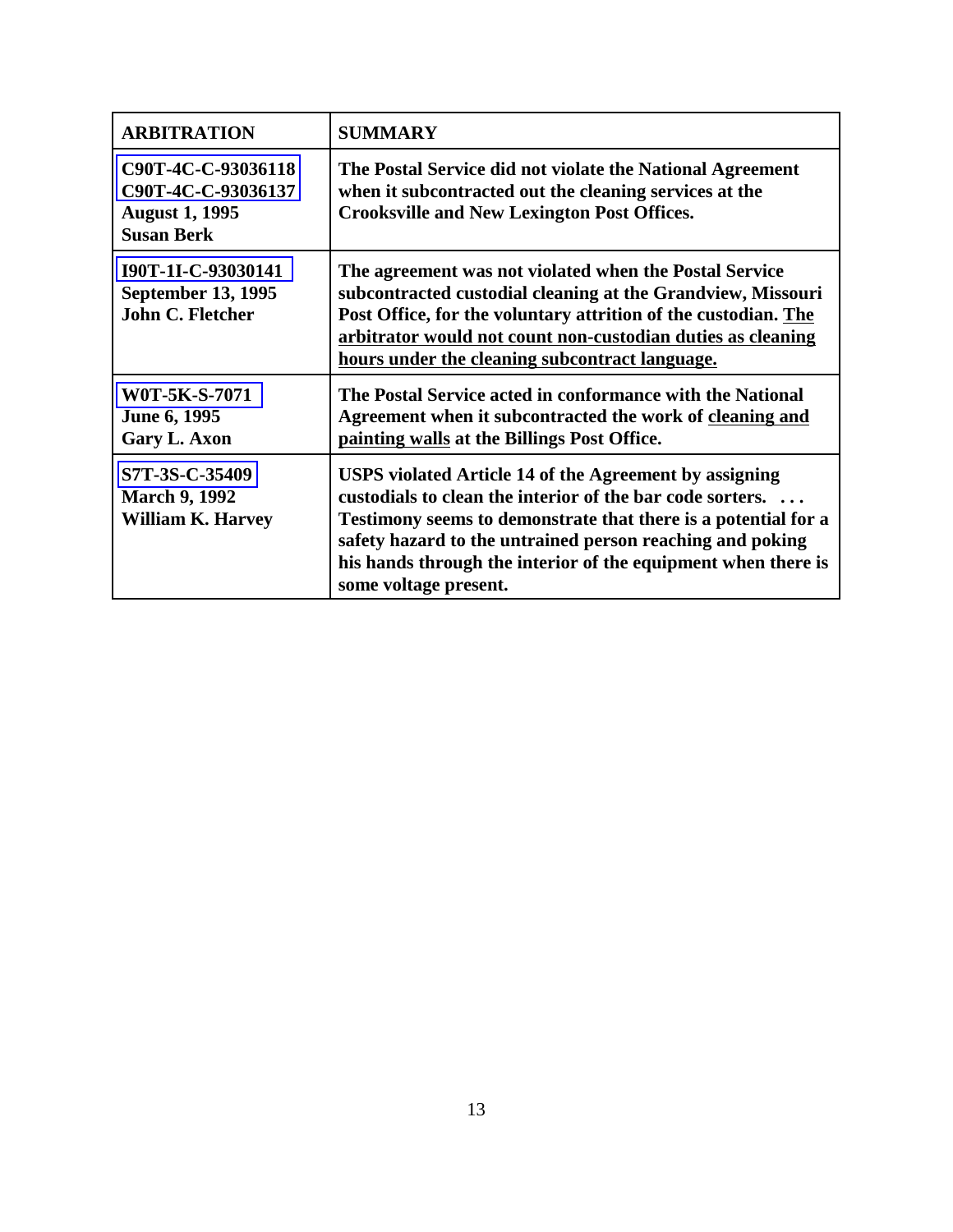| ARBITRATION | SUMMARY |
|---|---|
| **C90T-4C-C-93036118**<br>**C90T-4C-C-93036137**<br>**August 1, 1995**<br>**Susan Berk** | **The Postal Service did not violate the National Agreement when it subcontracted out the cleaning services at the Crooksville and New Lexington Post Offices.** |
| **I90T-1I-C-93030141**<br>**September 13, 1995**<br>**John C. Fletcher** | **The agreement was not violated when the Postal Service subcontracted custodial cleaning at the Grandview, Missouri Post Office, for the voluntary attrition of the custodian. <u>The arbitrator would not count non-custodian duties as cleaning hours under the cleaning subcontract language.</u>** |
| **W0T-5K-S-7071**<br>**June 6, 1995**<br>**Gary L. Axon** | **The Postal Service acted in conformance with the National Agreement when it subcontracted the work of <u>cleaning and painting walls</u> at the Billings Post Office.** |
| **S7T-3S-C-35409**<br>**March 9, 1992**<br>**William K. Harvey** | **USPS violated Article 14 of the Agreement by assigning custodials to clean the interior of the bar code sorters. . . . Testimony seems to demonstrate that there is a potential for a safety hazard to the untrained person reaching and poking his hands through the interior of the equipment when there is some voltage present.** |